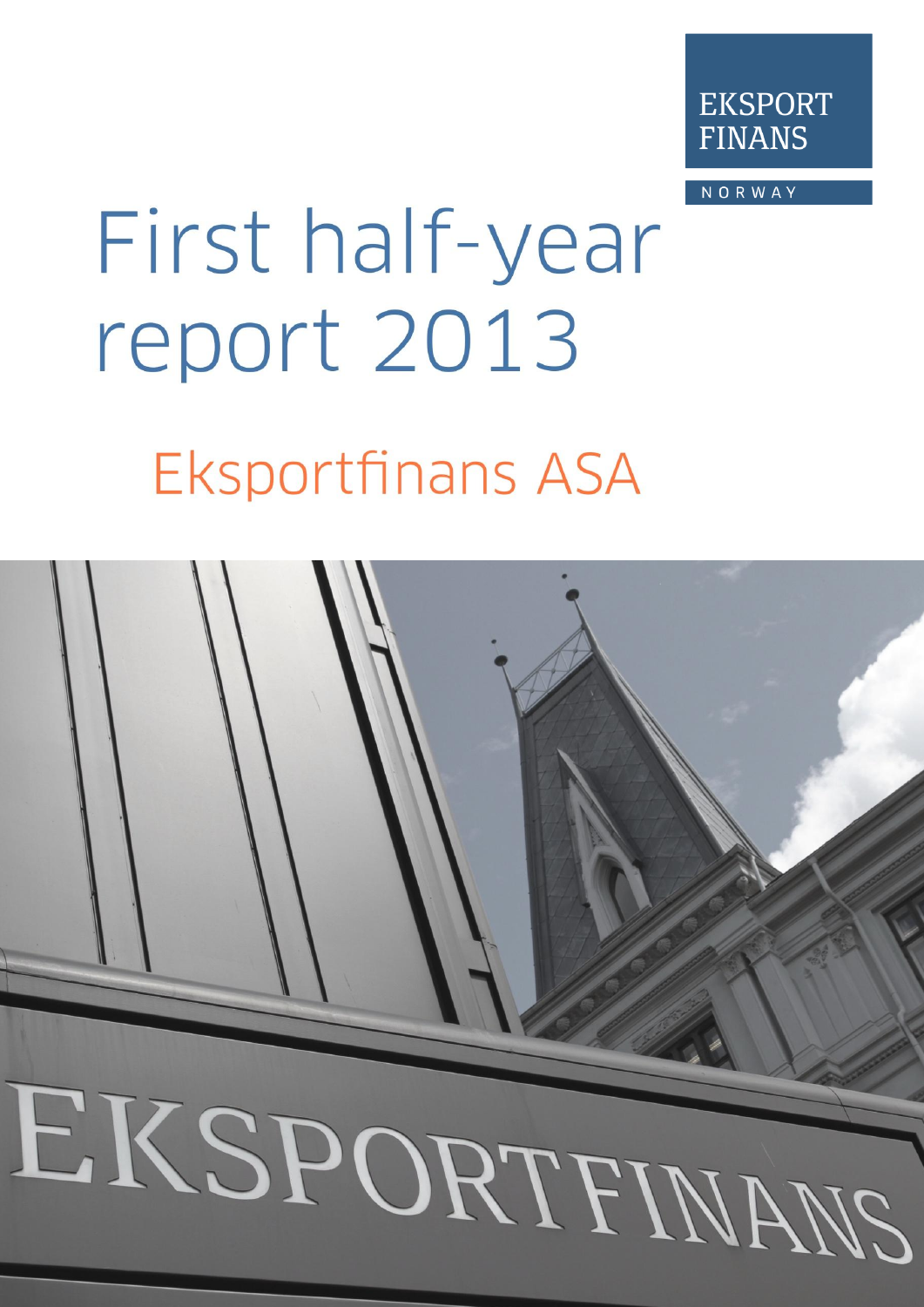EKSPORT FINANS

NORWAY

# First half-year report 2013

## Eksportfinans ASA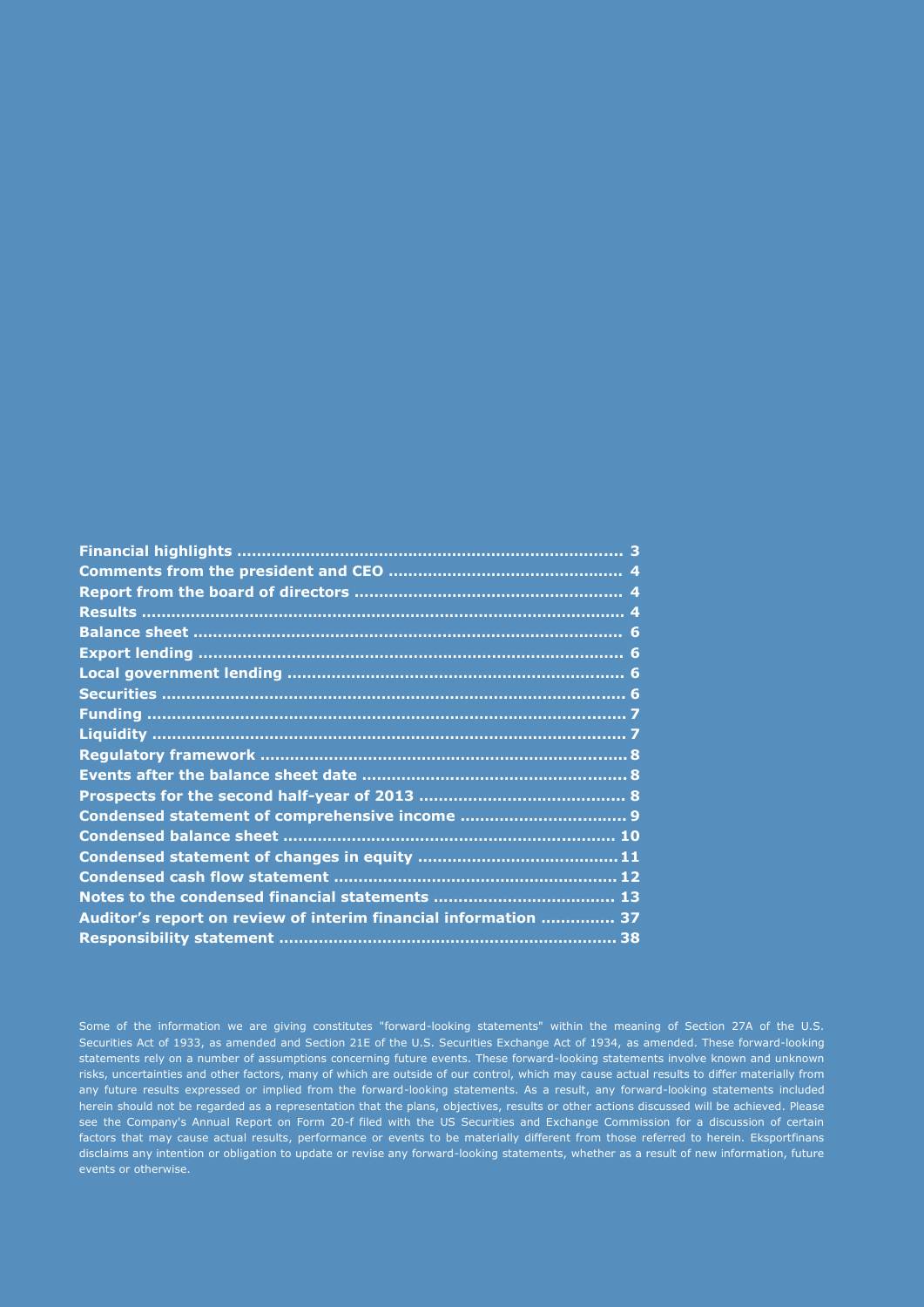**Financial highlights** ........................................................................... **3**
**Comments from the president and CEO** ............................................... **4**
**Report from the board of directors** ..................................................... **4**
**Results** .................................................................................................. **4**
**Balance sheet** ........................................................................................ **6**
**Export lending** ....................................................................................... **6**
**Local government lending** ..................................................................... **6**
**Securities** ............................................................................................... **6**
**Funding** ................................................................................................... **7**
**Liquidity** ................................................................................................. **7**
**Regulatory framework** ........................................................................... **8**
**Events after the balance sheet date** ...................................................... **8**
**Prospects for the second half-year of 2013** ........................................... **8**
**Condensed statement of comprehensive income** .................................. **9**
**Condensed balance sheet** ...................................................................... **10**
**Condensed statement of changes in equity** ........................................... **11**
**Condensed cash flow statement** ............................................................ **12**
**Notes to the condensed financial statements** ........................................ **13**
**Auditor's report on review of interim financial information** ................. **37**
**Responsibility statement** ....................................................................... **38**

Some of the information we are giving constitutes "forward-looking statements" within the meaning of Section 27A of the U.S. Securities Act of 1933, as amended and Section 21E of the U.S. Securities Exchange Act of 1934, as amended. These forward-looking statements rely on a number of assumptions concerning future events. These forward-looking statements involve known and unknown risks, uncertainties and other factors, many of which are outside of our control, which may cause actual results to differ materially from any future results expressed or implied from the forward-looking statements. As a result, any forward-looking statements included herein should not be regarded as a representation that the plans, objectives, results or other actions discussed will be achieved. Please see the Company's Annual Report on Form 20-f filed with the US Securities and Exchange Commission for a discussion of certain factors that may cause actual results, performance or events to be materially different from those referred to herein. Eksportfinans disclaims any intention or obligation to update or revise any forward-looking statements, whether as a result of new information, future events or otherwise.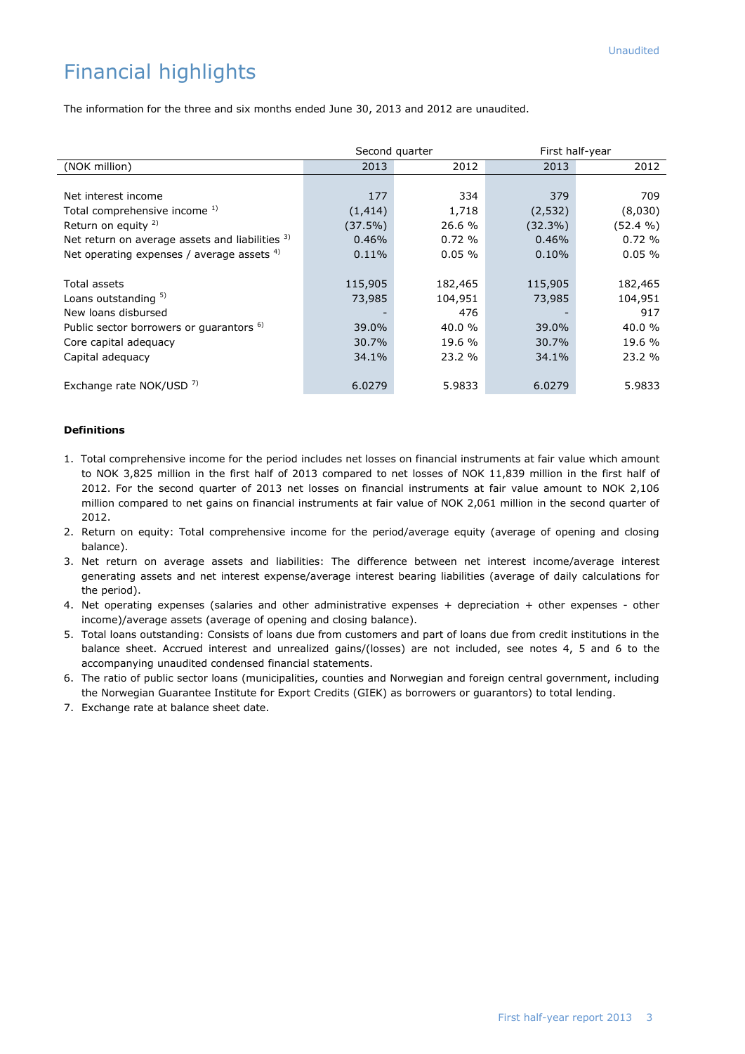# Financial highlights

The information for the three and six months ended June 30, 2013 and 2012 are unaudited.

| | Second quarter | | First half-year | |
|---|---|---|---|---|
| (NOK million) | 2013 | 2012 | 2013 | 2012 |
| Net interest income | 177 | 334 | 379 | 709 |
| Total comprehensive income [1] | (1,414) | 1,718 | (2,532) | (8,030) |
| Return on equity [2] | (37.5%) | 26.6 % | (32.3%) | (52.4 %) |
| Net return on average assets and liabilities [3] | 0.46% | 0.72 % | 0.46% | 0.72 % |
| Net operating expenses / average assets [4] | 0.11% | 0.05 % | 0.10% | 0.05 % |
| Total assets | 115,905 | 182,465 | 115,905 | 182,465 |
| Loans outstanding [5] | 73,985 | 104,951 | 73,985 | 104,951 |
| New loans disbursed | - | 476 | - | 917 |
| Public sector borrowers or guarantors [6] | 39.0% | 40.0 % | 39.0% | 40.0 % |
| Core capital adequacy | 30.7% | 19.6 % | 30.7% | 19.6 % |
| Capital adequacy | 34.1% | 23.2 % | 34.1% | 23.2 % |
| Exchange rate NOK/USD [7] | 6.0279 | 5.9833 | 6.0279 | 5.9833 |

**Definitions**

1. Total comprehensive income for the period includes net losses on financial instruments at fair value which amount to NOK 3,825 million in the first half of 2013 compared to net losses of NOK 11,839 million in the first half of 2012. For the second quarter of 2013 net losses on financial instruments at fair value amount to NOK 2,106 million compared to net gains on financial instruments at fair value of NOK 2,061 million in the second quarter of 2012.
2. Return on equity: Total comprehensive income for the period/average equity (average of opening and closing balance).
3. Net return on average assets and liabilities: The difference between net interest income/average interest generating assets and net interest expense/average interest bearing liabilities (average of daily calculations for the period).
4. Net operating expenses (salaries and other administrative expenses + depreciation + other expenses - other income)/average assets (average of opening and closing balance).
5. Total loans outstanding: Consists of loans due from customers and part of loans due from credit institutions in the balance sheet. Accrued interest and unrealized gains/(losses) are not included, see notes 4, 5 and 6 to the accompanying unaudited condensed financial statements.
6. The ratio of public sector loans (municipalities, counties and Norwegian and foreign central government, including the Norwegian Guarantee Institute for Export Credits (GIEK) as borrowers or guarantors) to total lending.
7. Exchange rate at balance sheet date.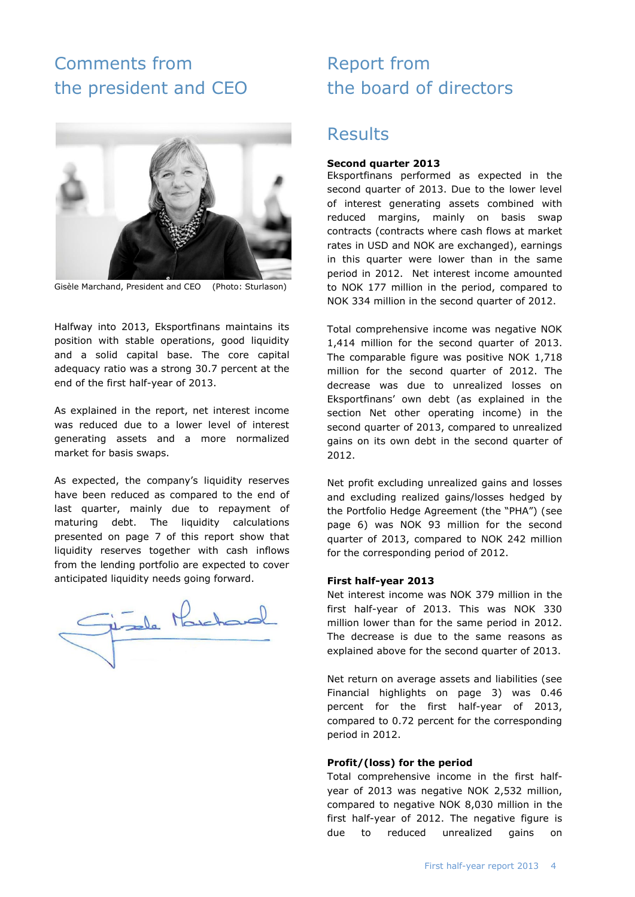# Comments from the president and CEO

Gisèle Marchand, President and CEO (Photo: Sturlason)

Halfway into 2013, Eksportfinans maintains its position with stable operations, good liquidity and a solid capital base. The core capital adequacy ratio was a strong 30.7 percent at the end of the first half-year of 2013.

As explained in the report, net interest income was reduced due to a lower level of interest generating assets and a more normalized market for basis swaps.

As expected, the company's liquidity reserves have been reduced as compared to the end of last quarter, mainly due to repayment of maturing debt. The liquidity calculations presented on page 7 of this report show that liquidity reserves together with cash inflows from the lending portfolio are expected to cover anticipated liquidity needs going forward.

# Report from the board of directors

## Results

### Second quarter 2013

Eksportfinans performed as expected in the second quarter of 2013. Due to the lower level of interest generating assets combined with reduced margins, mainly on basis swap contracts (contracts where cash flows at market rates in USD and NOK are exchanged), earnings in this quarter were lower than in the same period in 2012. Net interest income amounted to NOK 177 million in the period, compared to NOK 334 million in the second quarter of 2012.

Total comprehensive income was negative NOK 1,414 million for the second quarter of 2013. The comparable figure was positive NOK 1,718 million for the second quarter of 2012. The decrease was due to unrealized losses on Eksportfinans' own debt (as explained in the section Net other operating income) in the second quarter of 2013, compared to unrealized gains on its own debt in the second quarter of 2012.

Net profit excluding unrealized gains and losses and excluding realized gains/losses hedged by the Portfolio Hedge Agreement (the "PHA") (see page 6) was NOK 93 million for the second quarter of 2013, compared to NOK 242 million for the corresponding period of 2012.

### First half-year 2013

Net interest income was NOK 379 million in the first half-year of 2013. This was NOK 330 million lower than for the same period in 2012. The decrease is due to the same reasons as explained above for the second quarter of 2013.

Net return on average assets and liabilities (see Financial highlights on page 3) was 0.46 percent for the first half-year of 2013, compared to 0.72 percent for the corresponding period in 2012.

### Profit/(loss) for the period

Total comprehensive income in the first half-year of 2013 was negative NOK 2,532 million, compared to negative NOK 8,030 million in the first half-year of 2012. The negative figure is due to reduced unrealized gains on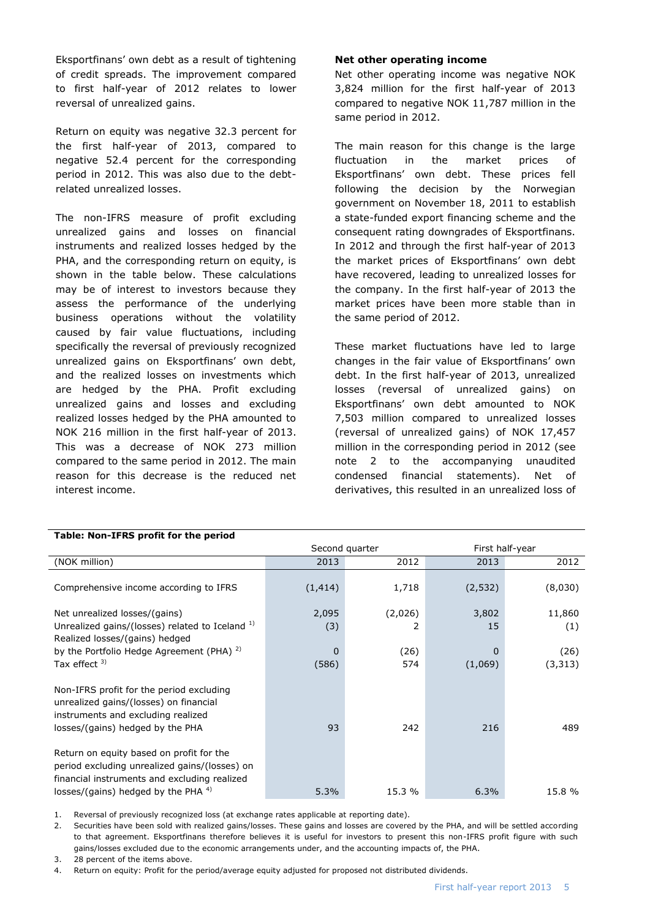Eksportfinans' own debt as a result of tightening of credit spreads. The improvement compared to first half-year of 2012 relates to lower reversal of unrealized gains.

Return on equity was negative 32.3 percent for the first half-year of 2013, compared to negative 52.4 percent for the corresponding period in 2012. This was also due to the debt-related unrealized losses.

The non-IFRS measure of profit excluding unrealized gains and losses on financial instruments and realized losses hedged by the PHA, and the corresponding return on equity, is shown in the table below. These calculations may be of interest to investors because they assess the performance of the underlying business operations without the volatility caused by fair value fluctuations, including specifically the reversal of previously recognized unrealized gains on Eksportfinans' own debt, and the realized losses on investments which are hedged by the PHA. Profit excluding unrealized gains and losses and excluding realized losses hedged by the PHA amounted to NOK 216 million in the first half-year of 2013. This was a decrease of NOK 273 million compared to the same period in 2012. The main reason for this decrease is the reduced net interest income.

**Net other operating income**

Net other operating income was negative NOK 3,824 million for the first half-year of 2013 compared to negative NOK 11,787 million in the same period in 2012.

The main reason for this change is the large fluctuation in the market prices of Eksportfinans' own debt. These prices fell following the decision by the Norwegian government on November 18, 2011 to establish a state-funded export financing scheme and the consequent rating downgrades of Eksportfinans. In 2012 and through the first half-year of 2013 the market prices of Eksportfinans' own debt have recovered, leading to unrealized losses for the company. In the first half-year of 2013 the market prices have been more stable than in the same period of 2012.

These market fluctuations have led to large changes in the fair value of Eksportfinans' own debt. In the first half-year of 2013, unrealized losses (reversal of unrealized gains) on Eksportfinans' own debt amounted to NOK 7,503 million compared to unrealized losses (reversal of unrealized gains) of NOK 17,457 million in the corresponding period in 2012 (see note 2 to the accompanying unaudited condensed financial statements). Net of derivatives, this resulted in an unrealized loss of

**Table: Non-IFRS profit for the period**

| | Second quarter | | First half-year | |
|---|---|---|---|---|
| (NOK million) | 2013 | 2012 | 2013 | 2012 |
| Comprehensive income according to IFRS | (1,414) | 1,718 | (2,532) | (8,030) |
| Net unrealized losses/(gains) | 2,095 | (2,026) | 3,802 | 11,860 |
| Unrealized gains/(losses) related to Iceland [1] | (3) | 2 | 15 | (1) |
| Realized losses/(gains) hedged by the Portfolio Hedge Agreement (PHA) [2] | 0 | (26) | 0 | (26) |
| Tax effect [3] | (586) | 574 | (1,069) | (3,313) |
| Non-IFRS profit for the period excluding unrealized gains/(losses) on financial instruments and excluding realized losses/(gains) hedged by the PHA | 93 | 242 | 216 | 489 |
| Return on equity based on profit for the period excluding unrealized gains/(losses) on financial instruments and excluding realized losses/(gains) hedged by the PHA [4] | 5.3% | 15.3 % | 6.3% | 15.8 % |

1. Reversal of previously recognized loss (at exchange rates applicable at reporting date).
2. Securities have been sold with realized gains/losses. These gains and losses are covered by the PHA, and will be settled according to that agreement. Eksportfinans therefore believes it is useful for investors to present this non-IFRS profit figure with such gains/losses excluded due to the economic arrangements under, and the accounting impacts of, the PHA.
3. 28 percent of the items above.
4. Return on equity: Profit for the period/average equity adjusted for proposed not distributed dividends.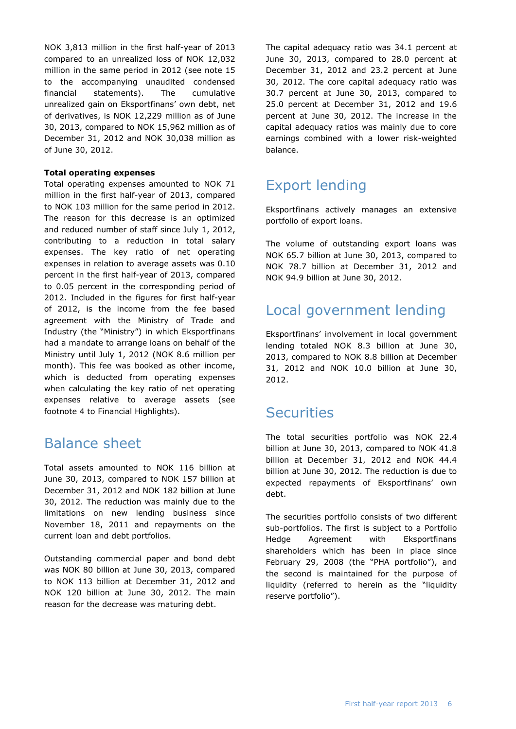NOK 3,813 million in the first half-year of 2013 compared to an unrealized loss of NOK 12,032 million in the same period in 2012 (see note 15 to the accompanying unaudited condensed financial statements). The cumulative unrealized gain on Eksportfinans' own debt, net of derivatives, is NOK 12,229 million as of June 30, 2013, compared to NOK 15,962 million as of December 31, 2012 and NOK 30,038 million as of June 30, 2012.

**Total operating expenses**
Total operating expenses amounted to NOK 71 million in the first half-year of 2013, compared to NOK 103 million for the same period in 2012. The reason for this decrease is an optimized and reduced number of staff since July 1, 2012, contributing to a reduction in total salary expenses. The key ratio of net operating expenses in relation to average assets was 0.10 percent in the first half-year of 2013, compared to 0.05 percent in the corresponding period of 2012. Included in the figures for first half-year of 2012, is the income from the fee based agreement with the Ministry of Trade and Industry (the "Ministry") in which Eksportfinans had a mandate to arrange loans on behalf of the Ministry until July 1, 2012 (NOK 8.6 million per month). This fee was booked as other income, which is deducted from operating expenses when calculating the key ratio of net operating expenses relative to average assets (see footnote 4 to Financial Highlights).

# Balance sheet

Total assets amounted to NOK 116 billion at June 30, 2013, compared to NOK 157 billion at December 31, 2012 and NOK 182 billion at June 30, 2012. The reduction was mainly due to the limitations on new lending business since November 18, 2011 and repayments on the current loan and debt portfolios.

Outstanding commercial paper and bond debt was NOK 80 billion at June 30, 2013, compared to NOK 113 billion at December 31, 2012 and NOK 120 billion at June 30, 2012. The main reason for the decrease was maturing debt.

The capital adequacy ratio was 34.1 percent at June 30, 2013, compared to 28.0 percent at December 31, 2012 and 23.2 percent at June 30, 2012. The core capital adequacy ratio was 30.7 percent at June 30, 2013, compared to 25.0 percent at December 31, 2012 and 19.6 percent at June 30, 2012. The increase in the capital adequacy ratios was mainly due to core earnings combined with a lower risk-weighted balance.

# Export lending

Eksportfinans actively manages an extensive portfolio of export loans.

The volume of outstanding export loans was NOK 65.7 billion at June 30, 2013, compared to NOK 78.7 billion at December 31, 2012 and NOK 94.9 billion at June 30, 2012.

# Local government lending

Eksportfinans' involvement in local government lending totaled NOK 8.3 billion at June 30, 2013, compared to NOK 8.8 billion at December 31, 2012 and NOK 10.0 billion at June 30, 2012.

# Securities

The total securities portfolio was NOK 22.4 billion at June 30, 2013, compared to NOK 41.8 billion at December 31, 2012 and NOK 44.4 billion at June 30, 2012. The reduction is due to expected repayments of Eksportfinans' own debt.

The securities portfolio consists of two different sub-portfolios. The first is subject to a Portfolio Hedge Agreement with Eksportfinans shareholders which has been in place since February 29, 2008 (the "PHA portfolio"), and the second is maintained for the purpose of liquidity (referred to herein as the "liquidity reserve portfolio").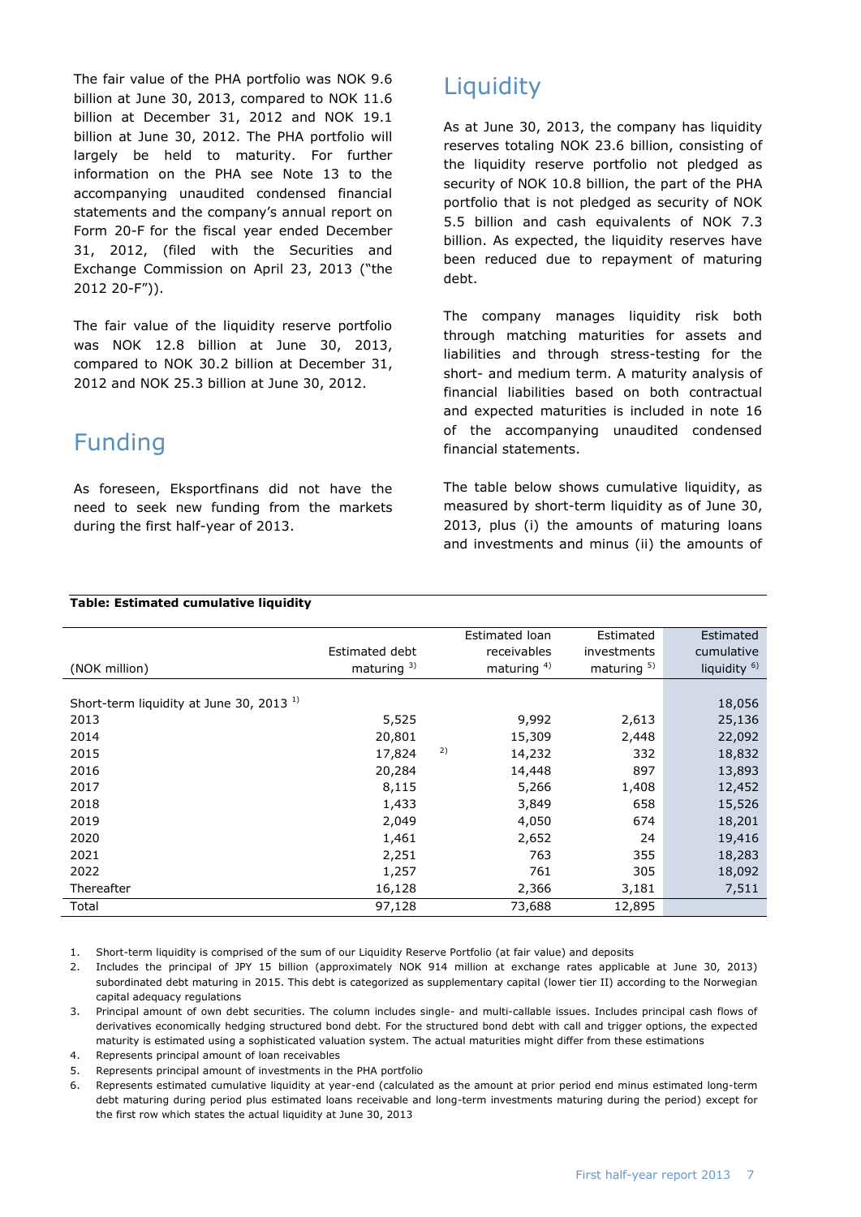The fair value of the PHA portfolio was NOK 9.6 billion at June 30, 2013, compared to NOK 11.6 billion at December 31, 2012 and NOK 19.1 billion at June 30, 2012. The PHA portfolio will largely be held to maturity. For further information on the PHA see Note 13 to the accompanying unaudited condensed financial statements and the company's annual report on Form 20-F for the fiscal year ended December 31, 2012, (filed with the Securities and Exchange Commission on April 23, 2013 ("the 2012 20-F")).

The fair value of the liquidity reserve portfolio was NOK 12.8 billion at June 30, 2013, compared to NOK 30.2 billion at December 31, 2012 and NOK 25.3 billion at June 30, 2012.

## Funding

As foreseen, Eksportfinans did not have the need to seek new funding from the markets during the first half-year of 2013.

## Liquidity

As at June 30, 2013, the company has liquidity reserves totaling NOK 23.6 billion, consisting of the liquidity reserve portfolio not pledged as security of NOK 10.8 billion, the part of the PHA portfolio that is not pledged as security of NOK 5.5 billion and cash equivalents of NOK 7.3 billion. As expected, the liquidity reserves have been reduced due to repayment of maturing debt.

The company manages liquidity risk both through matching maturities for assets and liabilities and through stress-testing for the short- and medium term. A maturity analysis of financial liabilities based on both contractual and expected maturities is included in note 16 of the accompanying unaudited condensed financial statements.

The table below shows cumulative liquidity, as measured by short-term liquidity as of June 30, 2013, plus (i) the amounts of maturing loans and investments and minus (ii) the amounts of

**Table: Estimated cumulative liquidity**

| (NOK million) | Estimated debt maturing [3] | Estimated loan receivables maturing [4] | Estimated investments maturing [5] | Estimated cumulative liquidity [6] |
|---|---|---|---|---|
| Short-term liquidity at June 30, 2013 [1] | | | | 18,056 |
| 2013 | 5,525 | 9,992 | 2,613 | 25,136 |
| 2014 | 20,801 | 15,309 | 2,448 | 22,092 |
| 2015 | 17,824 [2] | 14,232 | 332 | 18,832 |
| 2016 | 20,284 | 14,448 | 897 | 13,893 |
| 2017 | 8,115 | 5,266 | 1,408 | 12,452 |
| 2018 | 1,433 | 3,849 | 658 | 15,526 |
| 2019 | 2,049 | 4,050 | 674 | 18,201 |
| 2020 | 1,461 | 2,652 | 24 | 19,416 |
| 2021 | 2,251 | 763 | 355 | 18,283 |
| 2022 | 1,257 | 761 | 305 | 18,092 |
| Thereafter | 16,128 | 2,366 | 3,181 | 7,511 |
| Total | 97,128 | 73,688 | 12,895 | |

1. Short-term liquidity is comprised of the sum of our Liquidity Reserve Portfolio (at fair value) and deposits
2. Includes the principal of JPY 15 billion (approximately NOK 914 million at exchange rates applicable at June 30, 2013) subordinated debt maturing in 2015. This debt is categorized as supplementary capital (lower tier II) according to the Norwegian capital adequacy regulations
3. Principal amount of own debt securities. The column includes single- and multi-callable issues. Includes principal cash flows of derivatives economically hedging structured bond debt. For the structured bond debt with call and trigger options, the expected maturity is estimated using a sophisticated valuation system. The actual maturities might differ from these estimations
4. Represents principal amount of loan receivables
5. Represents principal amount of investments in the PHA portfolio
6. Represents estimated cumulative liquidity at year-end (calculated as the amount at prior period end minus estimated long-term debt maturing during period plus estimated loans receivable and long-term investments maturing during the period) except for the first row which states the actual liquidity at June 30, 2013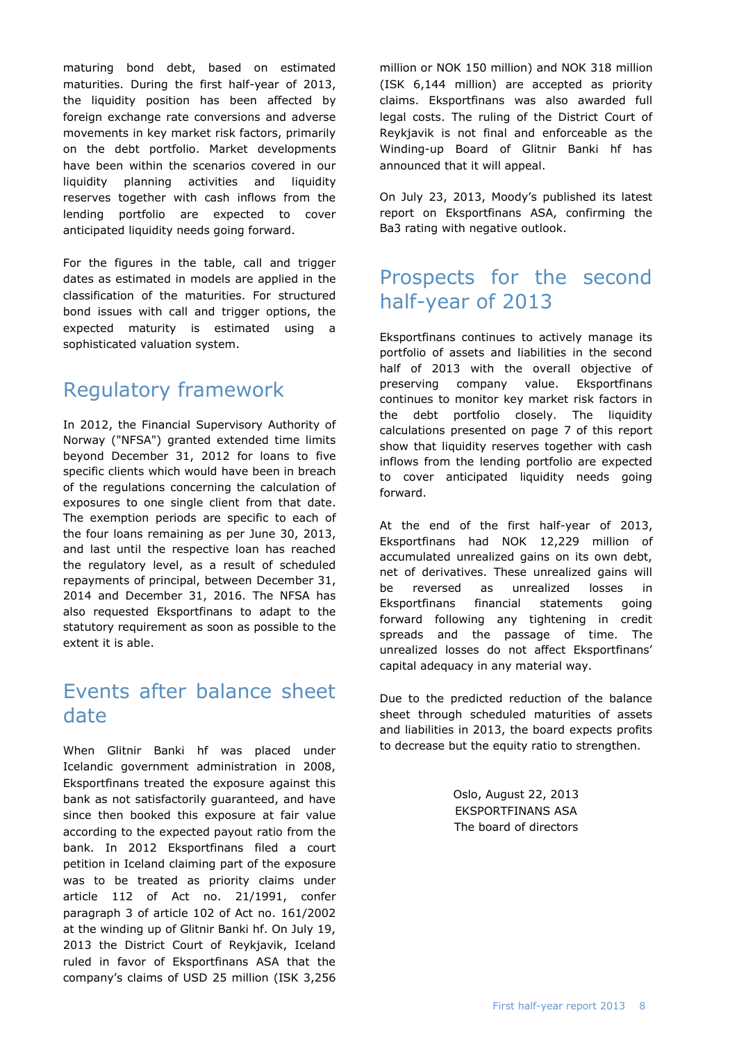maturing bond debt, based on estimated maturities. During the first half-year of 2013, the liquidity position has been affected by foreign exchange rate conversions and adverse movements in key market risk factors, primarily on the debt portfolio. Market developments have been within the scenarios covered in our liquidity planning activities and liquidity reserves together with cash inflows from the lending portfolio are expected to cover anticipated liquidity needs going forward.

For the figures in the table, call and trigger dates as estimated in models are applied in the classification of the maturities. For structured bond issues with call and trigger options, the expected maturity is estimated using a sophisticated valuation system.

## Regulatory framework

In 2012, the Financial Supervisory Authority of Norway ("NFSA") granted extended time limits beyond December 31, 2012 for loans to five specific clients which would have been in breach of the regulations concerning the calculation of exposures to one single client from that date. The exemption periods are specific to each of the four loans remaining as per June 30, 2013, and last until the respective loan has reached the regulatory level, as a result of scheduled repayments of principal, between December 31, 2014 and December 31, 2016. The NFSA has also requested Eksportfinans to adapt to the statutory requirement as soon as possible to the extent it is able.

## Events after balance sheet date

When Glitnir Banki hf was placed under Icelandic government administration in 2008, Eksportfinans treated the exposure against this bank as not satisfactorily guaranteed, and have since then booked this exposure at fair value according to the expected payout ratio from the bank. In 2012 Eksportfinans filed a court petition in Iceland claiming part of the exposure was to be treated as priority claims under article 112 of Act no. 21/1991, confer paragraph 3 of article 102 of Act no. 161/2002 at the winding up of Glitnir Banki hf. On July 19, 2013 the District Court of Reykjavik, Iceland ruled in favor of Eksportfinans ASA that the company's claims of USD 25 million (ISK 3,256 million or NOK 150 million) and NOK 318 million (ISK 6,144 million) are accepted as priority claims. Eksportfinans was also awarded full legal costs. The ruling of the District Court of Reykjavik is not final and enforceable as the Winding-up Board of Glitnir Banki hf has announced that it will appeal.

On July 23, 2013, Moody's published its latest report on Eksportfinans ASA, confirming the Ba3 rating with negative outlook.

## Prospects for the second half-year of 2013

Eksportfinans continues to actively manage its portfolio of assets and liabilities in the second half of 2013 with the overall objective of preserving company value. Eksportfinans continues to monitor key market risk factors in the debt portfolio closely. The liquidity calculations presented on page 7 of this report show that liquidity reserves together with cash inflows from the lending portfolio are expected to cover anticipated liquidity needs going forward.

At the end of the first half-year of 2013, Eksportfinans had NOK 12,229 million of accumulated unrealized gains on its own debt, net of derivatives. These unrealized gains will be reversed as unrealized losses in Eksportfinans financial statements going forward following any tightening in credit spreads and the passage of time. The unrealized losses do not affect Eksportfinans' capital adequacy in any material way.

Due to the predicted reduction of the balance sheet through scheduled maturities of assets and liabilities in 2013, the board expects profits to decrease but the equity ratio to strengthen.

Oslo, August 22, 2013
EKSPORTFINANS ASA
The board of directors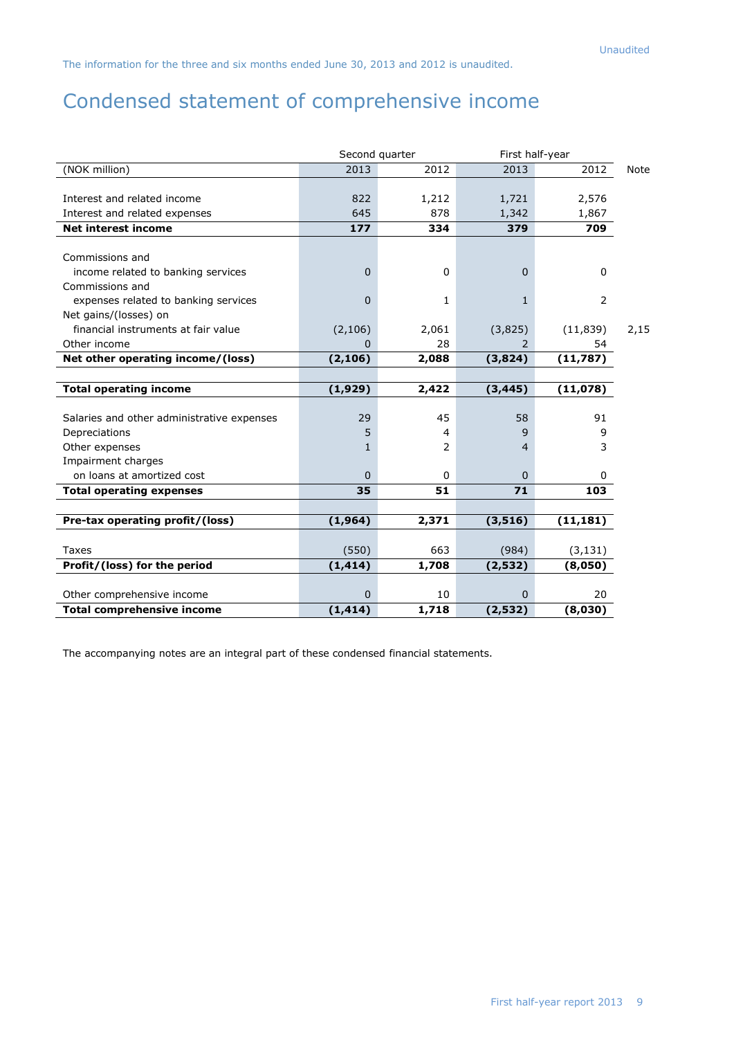Unaudited

The information for the three and six months ended June 30, 2013 and 2012 is unaudited.

# Condensed statement of comprehensive income

| | Second quarter | | First half-year | | |
|---|---|---|---|---|---|
| (NOK million) | 2013 | 2012 | 2013 | 2012 | Note |
| Interest and related income | 822 | 1,212 | 1,721 | 2,576 | |
| Interest and related expenses | 645 | 878 | 1,342 | 1,867 | |
| **Net interest income** | **177** | **334** | **379** | **709** | |
| Commissions and income related to banking services | 0 | 0 | 0 | 0 | |
| Commissions and expenses related to banking services | 0 | 1 | 1 | 2 | |
| Net gains/(losses) on financial instruments at fair value | (2,106) | 2,061 | (3,825) | (11,839) | 2,15 |
| Other income | 0 | 28 | 2 | 54 | |
| **Net other operating income/(loss)** | **(2,106)** | **2,088** | **(3,824)** | **(11,787)** | |
| **Total operating income** | **(1,929)** | **2,422** | **(3,445)** | **(11,078)** | |
| Salaries and other administrative expenses | 29 | 45 | 58 | 91 | |
| Depreciations | 5 | 4 | 9 | 9 | |
| Other expenses | 1 | 2 | 4 | 3 | |
| Impairment charges on loans at amortized cost | 0 | 0 | 0 | 0 | |
| **Total operating expenses** | **35** | **51** | **71** | **103** | |
| **Pre-tax operating profit/(loss)** | **(1,964)** | **2,371** | **(3,516)** | **(11,181)** | |
| Taxes | (550) | 663 | (984) | (3,131) | |
| **Profit/(loss) for the period** | **(1,414)** | **1,708** | **(2,532)** | **(8,050)** | |
| Other comprehensive income | 0 | 10 | 0 | 20 | |
| **Total comprehensive income** | **(1,414)** | **1,718** | **(2,532)** | **(8,030)** | |

The accompanying notes are an integral part of these condensed financial statements.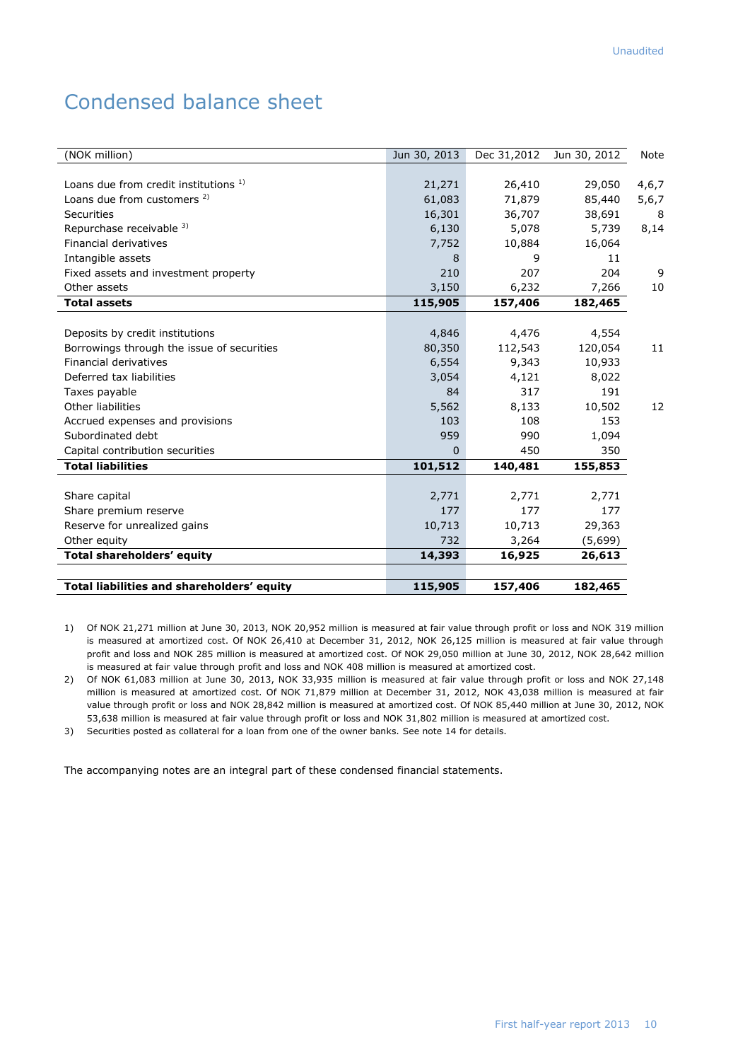Unaudited

# Condensed balance sheet

| (NOK million) | Jun 30, 2013 | Dec 31,2012 | Jun 30, 2012 | Note |
|---|---|---|---|---|
| Loans due from credit institutions [1] | 21,271 | 26,410 | 29,050 | 4,6,7 |
| Loans due from customers [2] | 61,083 | 71,879 | 85,440 | 5,6,7 |
| Securities | 16,301 | 36,707 | 38,691 | 8 |
| Repurchase receivable [3] | 6,130 | 5,078 | 5,739 | 8,14 |
| Financial derivatives | 7,752 | 10,884 | 16,064 | |
| Intangible assets | 8 | 9 | 11 | |
| Fixed assets and investment property | 210 | 207 | 204 | 9 |
| Other assets | 3,150 | 6,232 | 7,266 | 10 |
| **Total assets** | **115,905** | **157,406** | **182,465** | |
| | | | | |
| Deposits by credit institutions | 4,846 | 4,476 | 4,554 | |
| Borrowings through the issue of securities | 80,350 | 112,543 | 120,054 | 11 |
| Financial derivatives | 6,554 | 9,343 | 10,933 | |
| Deferred tax liabilities | 3,054 | 4,121 | 8,022 | |
| Taxes payable | 84 | 317 | 191 | |
| Other liabilities | 5,562 | 8,133 | 10,502 | 12 |
| Accrued expenses and provisions | 103 | 108 | 153 | |
| Subordinated debt | 959 | 990 | 1,094 | |
| Capital contribution securities | 0 | 450 | 350 | |
| **Total liabilities** | **101,512** | **140,481** | **155,853** | |
| | | | | |
| Share capital | 2,771 | 2,771 | 2,771 | |
| Share premium reserve | 177 | 177 | 177 | |
| Reserve for unrealized gains | 10,713 | 10,713 | 29,363 | |
| Other equity | 732 | 3,264 | (5,699) | |
| **Total shareholders' equity** | **14,393** | **16,925** | **26,613** | |
| | | | | |
| **Total liabilities and shareholders' equity** | **115,905** | **157,406** | **182,465** | |

1) Of NOK 21,271 million at June 30, 2013, NOK 20,952 million is measured at fair value through profit or loss and NOK 319 million is measured at amortized cost. Of NOK 26,410 at December 31, 2012, NOK 26,125 million is measured at fair value through profit and loss and NOK 285 million is measured at amortized cost. Of NOK 29,050 million at June 30, 2012, NOK 28,642 million is measured at fair value through profit and loss and NOK 408 million is measured at amortized cost.

2) Of NOK 61,083 million at June 30, 2013, NOK 33,935 million is measured at fair value through profit or loss and NOK 27,148 million is measured at amortized cost. Of NOK 71,879 million at December 31, 2012, NOK 43,038 million is measured at fair value through profit or loss and NOK 28,842 million is measured at amortized cost. Of NOK 85,440 million at June 30, 2012, NOK 53,638 million is measured at fair value through profit or loss and NOK 31,802 million is measured at amortized cost.

3) Securities posted as collateral for a loan from one of the owner banks. See note 14 for details.

The accompanying notes are an integral part of these condensed financial statements.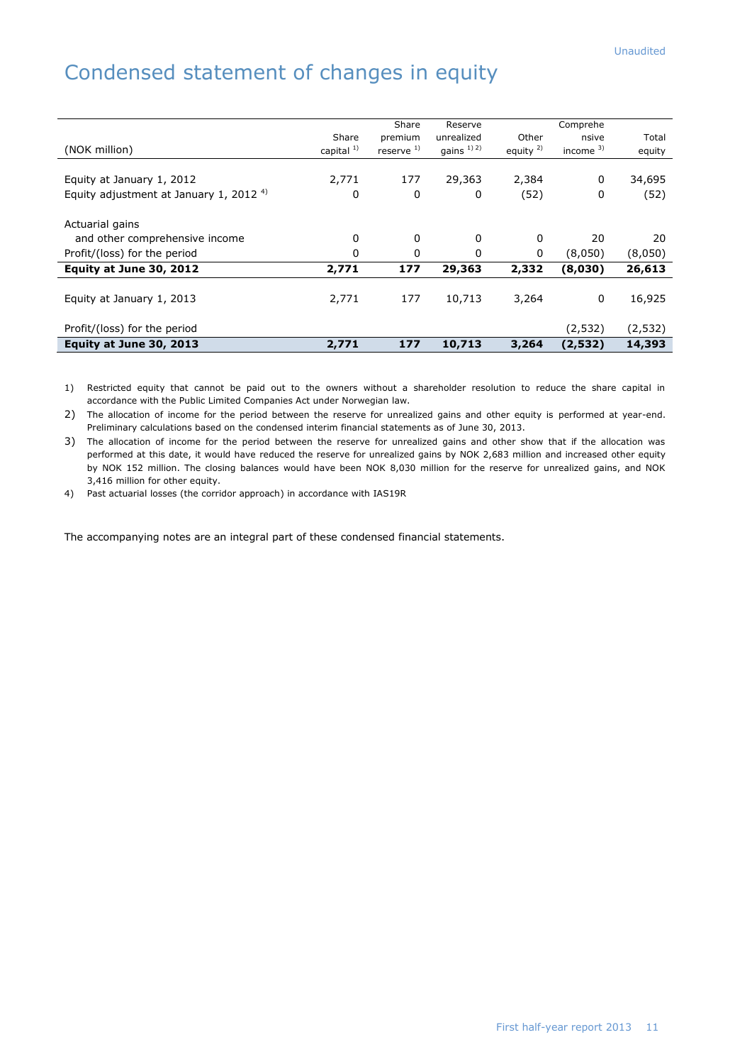Unaudited

# Condensed statement of changes in equity

| (NOK million) | Share capital [1] | Share premium reserve [1] | Reserve unrealized gains [1) 2)] | Other equity [2] | Comprehensive income [3] | Total equity |
|---|---|---|---|---|---|---|
| Equity at January 1, 2012 | 2,771 | 177 | 29,363 | 2,384 | 0 | 34,695 |
| Equity adjustment at January 1, 2012 [4] | 0 | 0 | 0 | (52) | 0 | (52) |
| Actuarial gains and other comprehensive income | 0 | 0 | 0 | 0 | 20 | 20 |
| Profit/(loss) for the period | 0 | 0 | 0 | 0 | (8,050) | (8,050) |
| **Equity at June 30, 2012** | **2,771** | **177** | **29,363** | **2,332** | **(8,030)** | **26,613** |
| Equity at January 1, 2013 | 2,771 | 177 | 10,713 | 3,264 | 0 | 16,925 |
| Profit/(loss) for the period | | | | | (2,532) | (2,532) |
| **Equity at June 30, 2013** | **2,771** | **177** | **10,713** | **3,264** | **(2,532)** | **14,393** |

1) Restricted equity that cannot be paid out to the owners without a shareholder resolution to reduce the share capital in accordance with the Public Limited Companies Act under Norwegian law.

2) The allocation of income for the period between the reserve for unrealized gains and other equity is performed at year-end. Preliminary calculations based on the condensed interim financial statements as of June 30, 2013.

3) The allocation of income for the period between the reserve for unrealized gains and other show that if the allocation was performed at this date, it would have reduced the reserve for unrealized gains by NOK 2,683 million and increased other equity by NOK 152 million. The closing balances would have been NOK 8,030 million for the reserve for unrealized gains, and NOK 3,416 million for other equity.

4) Past actuarial losses (the corridor approach) in accordance with IAS19R

The accompanying notes are an integral part of these condensed financial statements.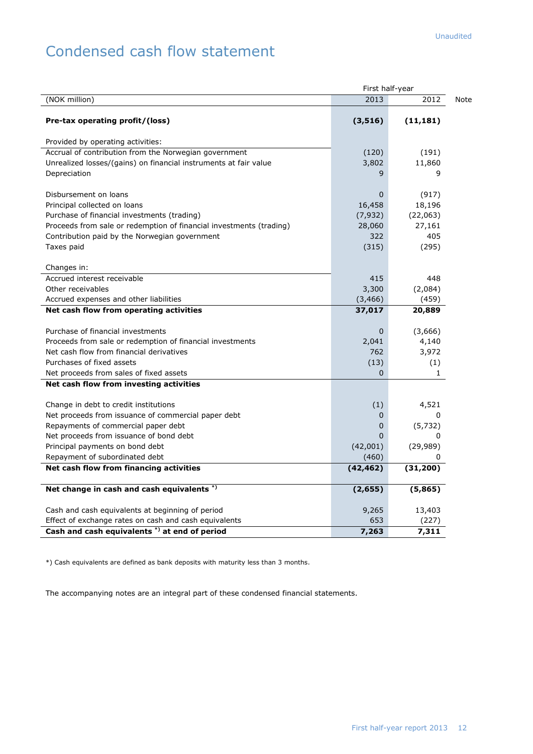Unaudited

# Condensed cash flow statement

| (NOK million) | First half-year 2013 | 2012 | Note |
|---|---|---|---|
| **Pre-tax operating profit/(loss)** | **(3,516)** | **(11,181)** | |
| Provided by operating activities: | | | |
| Accrual of contribution from the Norwegian government | (120) | (191) | |
| Unrealized losses/(gains) on financial instruments at fair value | 3,802 | 11,860 | |
| Depreciation | 9 | 9 | |
| Disbursement on loans | 0 | (917) | |
| Principal collected on loans | 16,458 | 18,196 | |
| Purchase of financial investments (trading) | (7,932) | (22,063) | |
| Proceeds from sale or redemption of financial investments (trading) | 28,060 | 27,161 | |
| Contribution paid by the Norwegian government | 322 | 405 | |
| Taxes paid | (315) | (295) | |
| Changes in: | | | |
| Accrued interest receivable | 415 | 448 | |
| Other receivables | 3,300 | (2,084) | |
| Accrued expenses and other liabilities | (3,466) | (459) | |
| **Net cash flow from operating activities** | **37,017** | **20,889** | |
| Purchase of financial investments | 0 | (3,666) | |
| Proceeds from sale or redemption of financial investments | 2,041 | 4,140 | |
| Net cash flow from financial derivatives | 762 | 3,972 | |
| Purchases of fixed assets | (13) | (1) | |
| Net proceeds from sales of fixed assets | 0 | 1 | |
| **Net cash flow from investing activities** | | | |
| Change in debt to credit institutions | (1) | 4,521 | |
| Net proceeds from issuance of commercial paper debt | 0 | 0 | |
| Repayments of commercial paper debt | 0 | (5,732) | |
| Net proceeds from issuance of bond debt | 0 | 0 | |
| Principal payments on bond debt | (42,001) | (29,989) | |
| Repayment of subordinated debt | (460) | 0 | |
| **Net cash flow from financing activities** | **(42,462)** | **(31,200)** | |
| **Net change in cash and cash equivalents \*)** | **(2,655)** | **(5,865)** | |
| Cash and cash equivalents at beginning of period | 9,265 | 13,403 | |
| Effect of exchange rates on cash and cash equivalents | 653 | (227) | |
| **Cash and cash equivalents \*) at end of period** | **7,263** | **7,311** | |

*) Cash equivalents are defined as bank deposits with maturity less than 3 months.

The accompanying notes are an integral part of these condensed financial statements.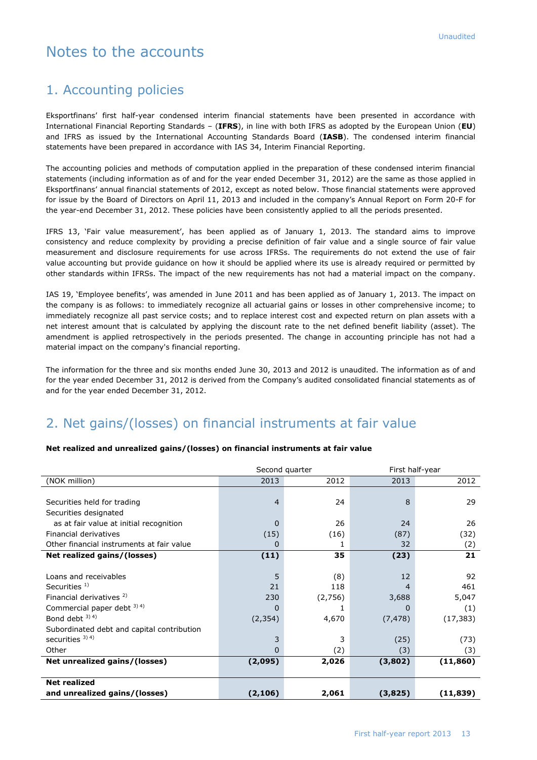Unaudited

# Notes to the accounts

## 1. Accounting policies

Eksportfinans' first half-year condensed interim financial statements have been presented in accordance with International Financial Reporting Standards – (**IFRS**), in line with both IFRS as adopted by the European Union (**EU**) and IFRS as issued by the International Accounting Standards Board (**IASB**). The condensed interim financial statements have been prepared in accordance with IAS 34, Interim Financial Reporting.

The accounting policies and methods of computation applied in the preparation of these condensed interim financial statements (including information as of and for the year ended December 31, 2012) are the same as those applied in Eksportfinans' annual financial statements of 2012, except as noted below. Those financial statements were approved for issue by the Board of Directors on April 11, 2013 and included in the company's Annual Report on Form 20-F for the year-end December 31, 2012. These policies have been consistently applied to all the periods presented.

IFRS 13, 'Fair value measurement', has been applied as of January 1, 2013. The standard aims to improve consistency and reduce complexity by providing a precise definition of fair value and a single source of fair value measurement and disclosure requirements for use across IFRSs. The requirements do not extend the use of fair value accounting but provide guidance on how it should be applied where its use is already required or permitted by other standards within IFRSs. The impact of the new requirements has not had a material impact on the company.

IAS 19, 'Employee benefits', was amended in June 2011 and has been applied as of January 1, 2013. The impact on the company is as follows: to immediately recognize all actuarial gains or losses in other comprehensive income; to immediately recognize all past service costs; and to replace interest cost and expected return on plan assets with a net interest amount that is calculated by applying the discount rate to the net defined benefit liability (asset). The amendment is applied retrospectively in the periods presented. The change in accounting principle has not had a material impact on the company's financial reporting.

The information for the three and six months ended June 30, 2013 and 2012 is unaudited. The information as of and for the year ended December 31, 2012 is derived from the Company's audited consolidated financial statements as of and for the year ended December 31, 2012.

## 2. Net gains/(losses) on financial instruments at fair value

**Net realized and unrealized gains/(losses) on financial instruments at fair value**

| | Second quarter | | First half-year | |
|---|---|---|---|---|
| (NOK million) | 2013 | 2012 | 2013 | 2012 |
| Securities held for trading | 4 | 24 | 8 | 29 |
| Securities designated as at fair value at initial recognition | 0 | 26 | 24 | 26 |
| Financial derivatives | (15) | (16) | (87) | (32) |
| Other financial instruments at fair value | 0 | 1 | 32 | (2) |
| **Net realized gains/(losses)** | **(11)** | **35** | **(23)** | **21** |
| Loans and receivables | 5 | (8) | 12 | 92 |
| Securities [1] | 21 | 118 | 4 | 461 |
| Financial derivatives [2] | 230 | (2,756) | 3,688 | 5,047 |
| Commercial paper debt [3) 4)] | 0 | 1 | 0 | (1) |
| Bond debt [3) 4)] | (2,354) | 4,670 | (7,478) | (17,383) |
| Subordinated debt and capital contribution securities [3) 4)] | 3 | 3 | (25) | (73) |
| Other | 0 | (2) | (3) | (3) |
| **Net unrealized gains/(losses)** | **(2,095)** | **2,026** | **(3,802)** | **(11,860)** |
| **Net realized and unrealized gains/(losses)** | **(2,106)** | **2,061** | **(3,825)** | **(11,839)** |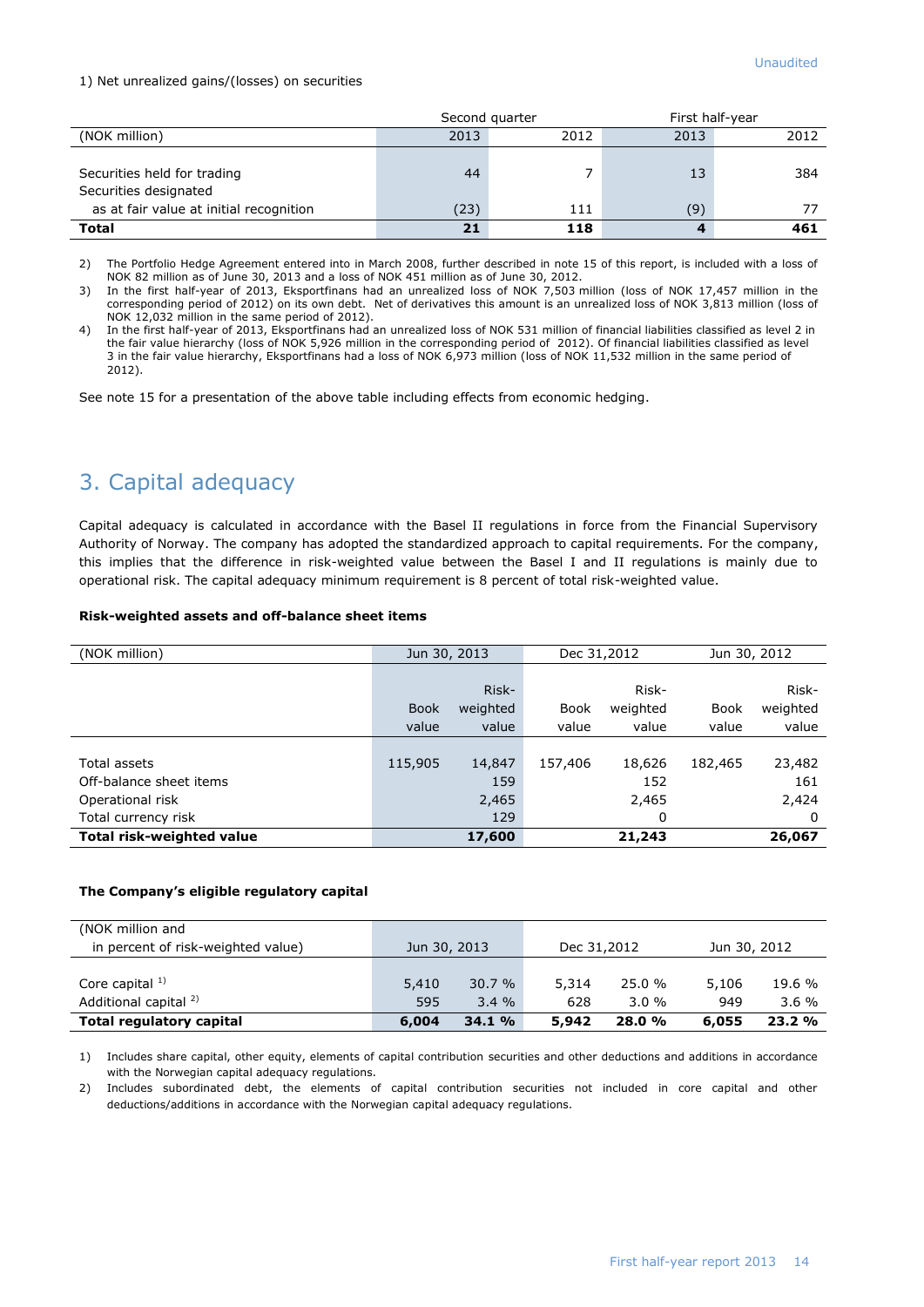1) Net unrealized gains/(losses) on securities

| (NOK million) | Second quarter 2013 | Second quarter 2012 | First half-year 2013 | First half-year 2012 |
|---|---|---|---|---|
| Securities held for trading | 44 | 7 | 13 | 384 |
| Securities designated as at fair value at initial recognition | (23) | 111 | (9) | 77 |
| **Total** | **21** | **118** | **4** | **461** |

2) The Portfolio Hedge Agreement entered into in March 2008, further described in note 15 of this report, is included with a loss of NOK 82 million as of June 30, 2013 and a loss of NOK 451 million as of June 30, 2012.

3) In the first half-year of 2013, Eksportfinans had an unrealized loss of NOK 7,503 million (loss of NOK 17,457 million in the corresponding period of 2012) on its own debt. Net of derivatives this amount is an unrealized loss of NOK 3,813 million (loss of NOK 12,032 million in the same period of 2012).

4) In the first half-year of 2013, Eksportfinans had an unrealized loss of NOK 531 million of financial liabilities classified as level 2 in the fair value hierarchy (loss of NOK 5,926 million in the corresponding period of 2012). Of financial liabilities classified as level 3 in the fair value hierarchy, Eksportfinans had a loss of NOK 6,973 million (loss of NOK 11,532 million in the same period of 2012).

See note 15 for a presentation of the above table including effects from economic hedging.

## 3. Capital adequacy

Capital adequacy is calculated in accordance with the Basel II regulations in force from the Financial Supervisory Authority of Norway. The company has adopted the standardized approach to capital requirements. For the company, this implies that the difference in risk-weighted value between the Basel I and II regulations is mainly due to operational risk. The capital adequacy minimum requirement is 8 percent of total risk-weighted value.

**Risk-weighted assets and off-balance sheet items**

| (NOK million) | Jun 30, 2013 | | Dec 31,2012 | | Jun 30, 2012 | |
|---|---|---|---|---|---|---|
| | Book value | Risk-weighted value | Book value | Risk-weighted value | Book value | Risk-weighted value |
| Total assets | 115,905 | 14,847 | 157,406 | 18,626 | 182,465 | 23,482 |
| Off-balance sheet items | | 159 | | 152 | | 161 |
| Operational risk | | 2,465 | | 2,465 | | 2,424 |
| Total currency risk | | 129 | | 0 | | 0 |
| **Total risk-weighted value** | | **17,600** | | **21,243** | | **26,067** |

**The Company's eligible regulatory capital**

| (NOK million and in percent of risk-weighted value) | Jun 30, 2013 | | Dec 31,2012 | | Jun 30, 2012 | |
|---|---|---|---|---|---|---|
| Core capital [1] | 5,410 | 30.7 % | 5,314 | 25.0 % | 5,106 | 19.6 % |
| Additional capital [2] | 595 | 3.4 % | 628 | 3.0 % | 949 | 3.6 % |
| **Total regulatory capital** | **6,004** | **34.1 %** | **5,942** | **28.0 %** | **6,055** | **23.2 %** |

1) Includes share capital, other equity, elements of capital contribution securities and other deductions and additions in accordance with the Norwegian capital adequacy regulations.

2) Includes subordinated debt, the elements of capital contribution securities not included in core capital and other deductions/additions in accordance with the Norwegian capital adequacy regulations.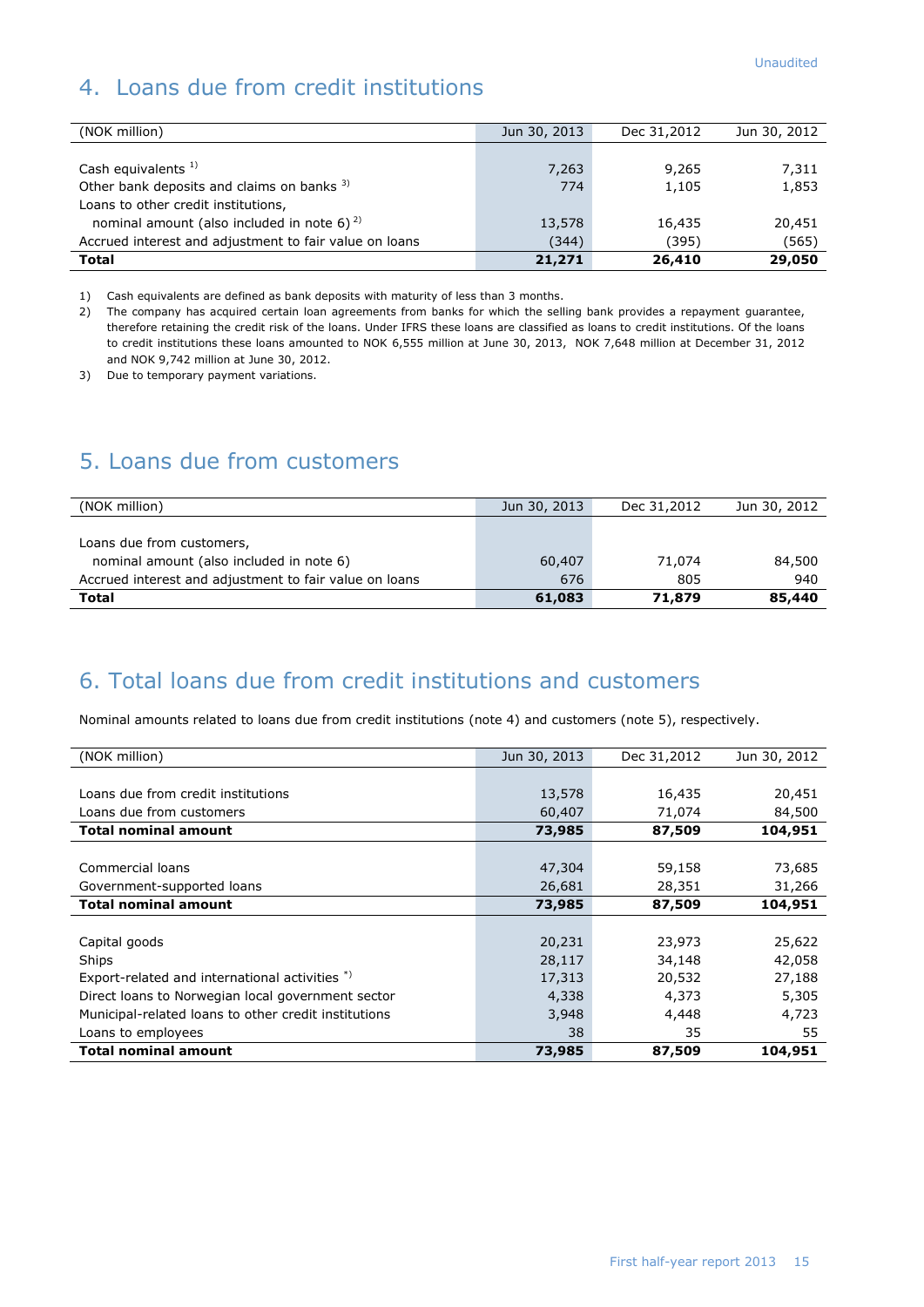Unaudited

## 4. Loans due from credit institutions

| (NOK million) | Jun 30, 2013 | Dec 31,2012 | Jun 30, 2012 |
|---|---|---|---|
| Cash equivalents [1] | 7,263 | 9,265 | 7,311 |
| Other bank deposits and claims on banks [3] | 774 | 1,105 | 1,853 |
| Loans to other credit institutions, | | | |
| nominal amount (also included in note 6) [2] | 13,578 | 16,435 | 20,451 |
| Accrued interest and adjustment to fair value on loans | (344) | (395) | (565) |
| **Total** | **21,271** | **26,410** | **29,050** |

1) Cash equivalents are defined as bank deposits with maturity of less than 3 months.

2) The company has acquired certain loan agreements from banks for which the selling bank provides a repayment guarantee, therefore retaining the credit risk of the loans. Under IFRS these loans are classified as loans to credit institutions. Of the loans to credit institutions these loans amounted to NOK 6,555 million at June 30, 2013, NOK 7,648 million at December 31, 2012 and NOK 9,742 million at June 30, 2012.

3) Due to temporary payment variations.

## 5. Loans due from customers

| (NOK million) | Jun 30, 2013 | Dec 31,2012 | Jun 30, 2012 |
|---|---|---|---|
| Loans due from customers, | | | |
| nominal amount (also included in note 6) | 60,407 | 71,074 | 84,500 |
| Accrued interest and adjustment to fair value on loans | 676 | 805 | 940 |
| **Total** | **61,083** | **71,879** | **85,440** |

## 6. Total loans due from credit institutions and customers

Nominal amounts related to loans due from credit institutions (note 4) and customers (note 5), respectively.

| (NOK million) | Jun 30, 2013 | Dec 31,2012 | Jun 30, 2012 |
|---|---|---|---|
| Loans due from credit institutions | 13,578 | 16,435 | 20,451 |
| Loans due from customers | 60,407 | 71,074 | 84,500 |
| **Total nominal amount** | **73,985** | **87,509** | **104,951** |
| | | | |
| Commercial loans | 47,304 | 59,158 | 73,685 |
| Government-supported loans | 26,681 | 28,351 | 31,266 |
| **Total nominal amount** | **73,985** | **87,509** | **104,951** |
| | | | |
| Capital goods | 20,231 | 23,973 | 25,622 |
| Ships | 28,117 | 34,148 | 42,058 |
| Export-related and international activities *) | 17,313 | 20,532 | 27,188 |
| Direct loans to Norwegian local government sector | 4,338 | 4,373 | 5,305 |
| Municipal-related loans to other credit institutions | 3,948 | 4,448 | 4,723 |
| Loans to employees | 38 | 35 | 55 |
| **Total nominal amount** | **73,985** | **87,509** | **104,951** |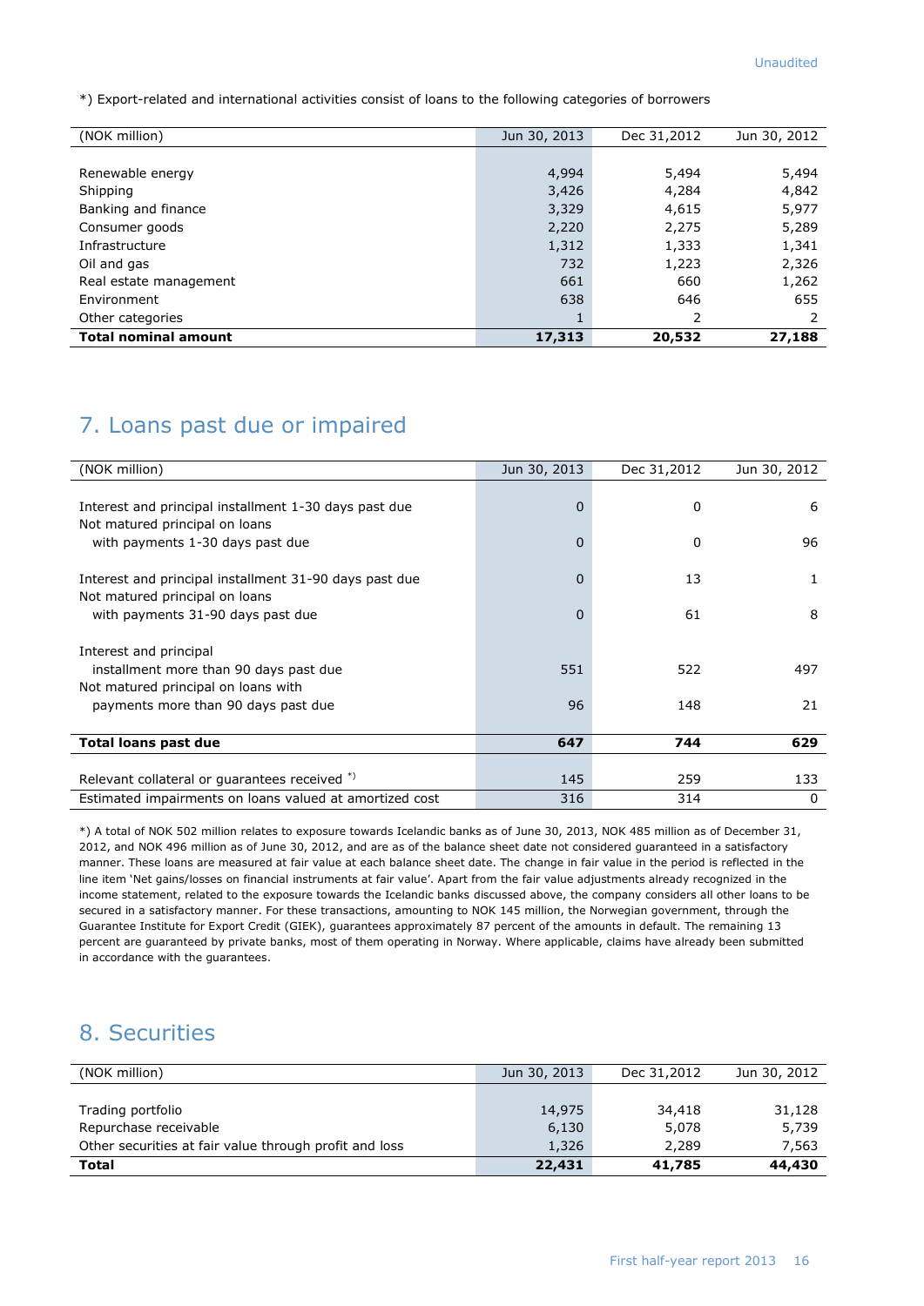*) Export-related and international activities consist of loans to the following categories of borrowers

| (NOK million) | Jun 30, 2013 | Dec 31,2012 | Jun 30, 2012 |
|---|---|---|---|
| Renewable energy | 4,994 | 5,494 | 5,494 |
| Shipping | 3,426 | 4,284 | 4,842 |
| Banking and finance | 3,329 | 4,615 | 5,977 |
| Consumer goods | 2,220 | 2,275 | 5,289 |
| Infrastructure | 1,312 | 1,333 | 1,341 |
| Oil and gas | 732 | 1,223 | 2,326 |
| Real estate management | 661 | 660 | 1,262 |
| Environment | 638 | 646 | 655 |
| Other categories | 1 | 2 | 2 |
| **Total nominal amount** | **17,313** | **20,532** | **27,188** |

## 7. Loans past due or impaired

| (NOK million) | Jun 30, 2013 | Dec 31,2012 | Jun 30, 2012 |
|---|---|---|---|
| Interest and principal installment 1-30 days past due | 0 | 0 | 6 |
| Not matured principal on loans with payments 1-30 days past due | 0 | 0 | 96 |
| Interest and principal installment 31-90 days past due | 0 | 13 | 1 |
| Not matured principal on loans with payments 31-90 days past due | 0 | 61 | 8 |
| Interest and principal installment more than 90 days past due | 551 | 522 | 497 |
| Not matured principal on loans with payments more than 90 days past due | 96 | 148 | 21 |
| **Total loans past due** | **647** | **744** | **629** |
| Relevant collateral or guarantees received *) | 145 | 259 | 133 |
| Estimated impairments on loans valued at amortized cost | 316 | 314 | 0 |

*) A total of NOK 502 million relates to exposure towards Icelandic banks as of June 30, 2013, NOK 485 million as of December 31, 2012, and NOK 496 million as of June 30, 2012, and are as of the balance sheet date not considered guaranteed in a satisfactory manner. These loans are measured at fair value at each balance sheet date. The change in fair value in the period is reflected in the line item 'Net gains/losses on financial instruments at fair value'. Apart from the fair value adjustments already recognized in the income statement, related to the exposure towards the Icelandic banks discussed above, the company considers all other loans to be secured in a satisfactory manner. For these transactions, amounting to NOK 145 million, the Norwegian government, through the Guarantee Institute for Export Credit (GIEK), guarantees approximately 87 percent of the amounts in default. The remaining 13 percent are guaranteed by private banks, most of them operating in Norway. Where applicable, claims have already been submitted in accordance with the guarantees.

## 8. Securities

| (NOK million) | Jun 30, 2013 | Dec 31,2012 | Jun 30, 2012 |
|---|---|---|---|
| Trading portfolio | 14,975 | 34,418 | 31,128 |
| Repurchase receivable | 6,130 | 5,078 | 5,739 |
| Other securities at fair value through profit and loss | 1,326 | 2,289 | 7,563 |
| **Total** | **22,431** | **41,785** | **44,430** |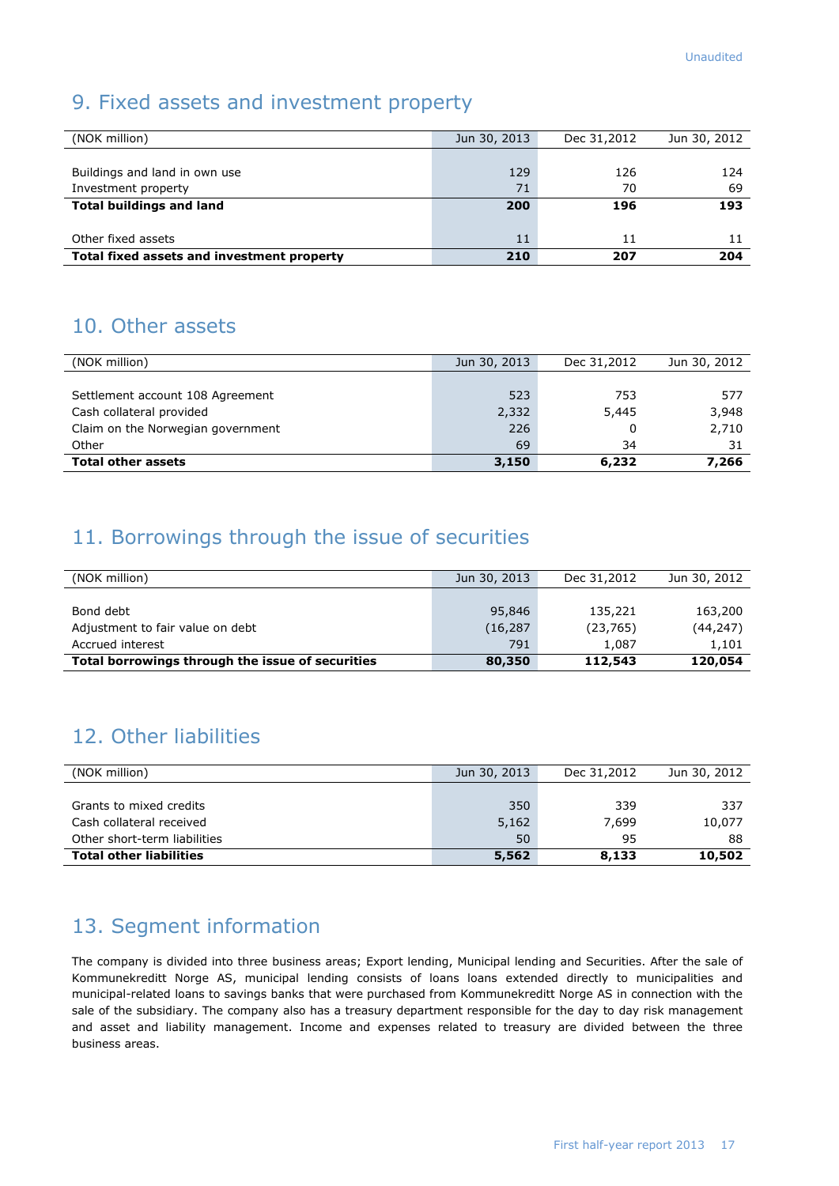Unaudited

## 9. Fixed assets and investment property

| (NOK million) | Jun 30, 2013 | Dec 31,2012 | Jun 30, 2012 |
|---|---|---|---|
| Buildings and land in own use | 129 | 126 | 124 |
| Investment property | 71 | 70 | 69 |
| **Total buildings and land** | **200** | **196** | **193** |
| Other fixed assets | 11 | 11 | 11 |
| **Total fixed assets and investment property** | **210** | **207** | **204** |

## 10. Other assets

| (NOK million) | Jun 30, 2013 | Dec 31,2012 | Jun 30, 2012 |
|---|---|---|---|
| Settlement account 108 Agreement | 523 | 753 | 577 |
| Cash collateral provided | 2,332 | 5,445 | 3,948 |
| Claim on the Norwegian government | 226 | 0 | 2,710 |
| Other | 69 | 34 | 31 |
| **Total other assets** | **3,150** | **6,232** | **7,266** |

## 11. Borrowings through the issue of securities

| (NOK million) | Jun 30, 2013 | Dec 31,2012 | Jun 30, 2012 |
|---|---|---|---|
| Bond debt | 95,846 | 135,221 | 163,200 |
| Adjustment to fair value on debt | (16,287 | (23,765) | (44,247) |
| Accrued interest | 791 | 1,087 | 1,101 |
| **Total borrowings through the issue of securities** | **80,350** | **112,543** | **120,054** |

## 12. Other liabilities

| (NOK million) | Jun 30, 2013 | Dec 31,2012 | Jun 30, 2012 |
|---|---|---|---|
| Grants to mixed credits | 350 | 339 | 337 |
| Cash collateral received | 5,162 | 7,699 | 10,077 |
| Other short-term liabilities | 50 | 95 | 88 |
| **Total other liabilities** | **5,562** | **8,133** | **10,502** |

## 13. Segment information

The company is divided into three business areas; Export lending, Municipal lending and Securities. After the sale of Kommunekreditt Norge AS, municipal lending consists of loans loans extended directly to municipalities and municipal-related loans to savings banks that were purchased from Kommunekreditt Norge AS in connection with the sale of the subsidiary. The company also has a treasury department responsible for the day to day risk management and asset and liability management. Income and expenses related to treasury are divided between the three business areas.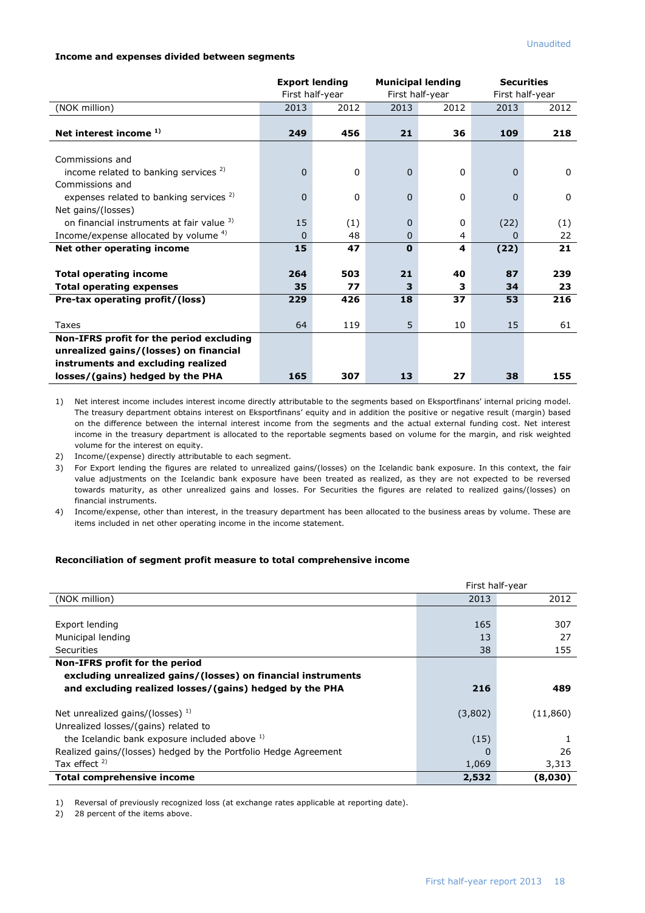Unaudited

**Income and expenses divided between segments**

| | Export lending | | Municipal lending | | Securities | |
|---|---|---|---|---|---|---|
| | First half-year | | First half-year | | First half-year | |
| (NOK million) | 2013 | 2012 | 2013 | 2012 | 2013 | 2012 |
| **Net interest income** [1] | **249** | **456** | **21** | **36** | **109** | **218** |
| Commissions and income related to banking services [2] | 0 | 0 | 0 | 0 | 0 | 0 |
| Commissions and expenses related to banking services [2] | 0 | 0 | 0 | 0 | 0 | 0 |
| Net gains/(losses) on financial instruments at fair value [3] | 15 | (1) | 0 | 0 | (22) | (1) |
| Income/expense allocated by volume [4] | 0 | 48 | 0 | 4 | 0 | 22 |
| **Net other operating income** | **15** | **47** | **0** | **4** | **(22)** | **21** |
| **Total operating income** | **264** | **503** | **21** | **40** | **87** | **239** |
| **Total operating expenses** | **35** | **77** | **3** | **3** | **34** | **23** |
| **Pre-tax operating profit/(loss)** | **229** | **426** | **18** | **37** | **53** | **216** |
| Taxes | 64 | 119 | 5 | 10 | 15 | 61 |
| **Non-IFRS profit for the period excluding unrealized gains/(losses) on financial instruments and excluding realized losses/(gains) hedged by the PHA** | **165** | **307** | **13** | **27** | **38** | **155** |

1) Net interest income includes interest income directly attributable to the segments based on Eksportfinans' internal pricing model. The treasury department obtains interest on Eksportfinans' equity and in addition the positive or negative result (margin) based on the difference between the internal interest income from the segments and the actual external funding cost. Net interest income in the treasury department is allocated to the reportable segments based on volume for the margin, and risk weighted volume for the interest on equity.

2) Income/(expense) directly attributable to each segment.

3) For Export lending the figures are related to unrealized gains/(losses) on the Icelandic bank exposure. In this context, the fair value adjustments on the Icelandic bank exposure have been treated as realized, as they are not expected to be reversed towards maturity, as other unrealized gains and losses. For Securities the figures are related to realized gains/(losses) on financial instruments.

4) Income/expense, other than interest, in the treasury department has been allocated to the business areas by volume. These are items included in net other operating income in the income statement.

**Reconciliation of segment profit measure to total comprehensive income**

| | First half-year | |
|---|---|---|
| (NOK million) | 2013 | 2012 |
| Export lending | 165 | 307 |
| Municipal lending | 13 | 27 |
| Securities | 38 | 155 |
| **Non-IFRS profit for the period excluding unrealized gains/(losses) on financial instruments and excluding realized losses/(gains) hedged by the PHA** | **216** | **489** |
| Net unrealized gains/(losses) [1] | (3,802) | (11,860) |
| Unrealized losses/(gains) related to the Icelandic bank exposure included above [1] | (15) | 1 |
| Realized gains/(losses) hedged by the Portfolio Hedge Agreement | 0 | 26 |
| Tax effect [2] | 1,069 | 3,313 |
| **Total comprehensive income** | **2,532** | **(8,030)** |

1) Reversal of previously recognized loss (at exchange rates applicable at reporting date).

2) 28 percent of the items above.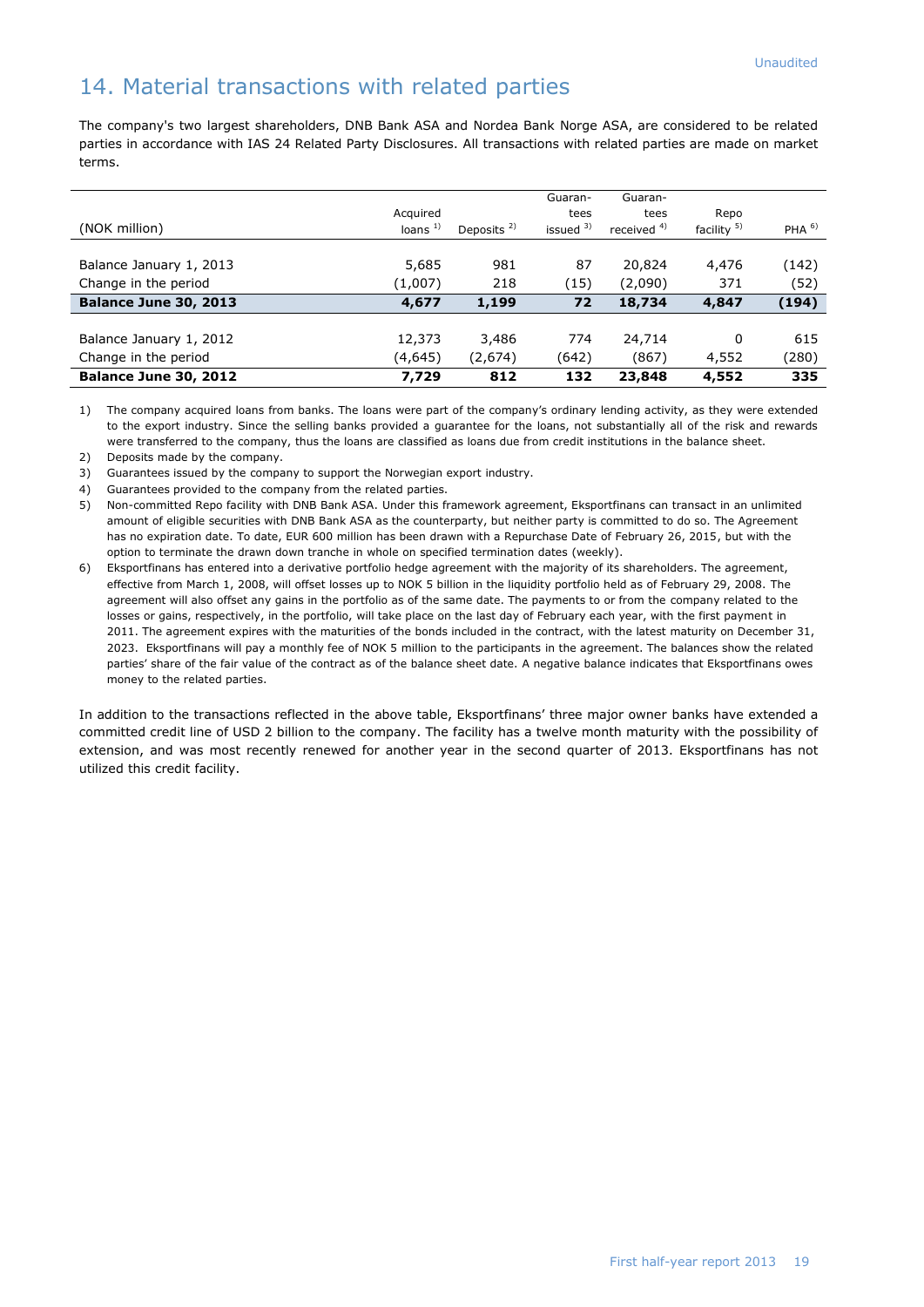"Unaudited" label at top right.

# 14. Material transactions with related parties

The company's two largest shareholders, DNB Bank ASA and Nordea Bank Norge ASA, are considered to be related parties in accordance with IAS 24 Related Party Disclosures. All transactions with related parties are made on market terms.

| (NOK million) | Acquired loans [1] | Deposits [2] | Guarantees issued [3] | Guarantees received [4] | Repo facility [5] | PHA [6] |
|---|---|---|---|---|---|---|
| Balance January 1, 2013 | 5,685 | 981 | 87 | 20,824 | 4,476 | (142) |
| Change in the period | (1,007) | 218 | (15) | (2,090) | 371 | (52) |
| **Balance June 30, 2013** | **4,677** | **1,199** | **72** | **18,734** | **4,847** | **(194)** |
| Balance January 1, 2012 | 12,373 | 3,486 | 774 | 24,714 | 0 | 615 |
| Change in the period | (4,645) | (2,674) | (642) | (867) | 4,552 | (280) |
| **Balance June 30, 2012** | **7,729** | **812** | **132** | **23,848** | **4,552** | **335** |

1) The company acquired loans from banks. The loans were part of the company's ordinary lending activity, as they were extended to the export industry. Since the selling banks provided a guarantee for the loans, not substantially all of the risk and rewards were transferred to the company, thus the loans are classified as loans due from credit institutions in the balance sheet.

2) Deposits made by the company.

3) Guarantees issued by the company to support the Norwegian export industry.

4) Guarantees provided to the company from the related parties.

5) Non-committed Repo facility with DNB Bank ASA. Under this framework agreement, Eksportfinans can transact in an unlimited amount of eligible securities with DNB Bank ASA as the counterparty, but neither party is committed to do so. The Agreement has no expiration date. To date, EUR 600 million has been drawn with a Repurchase Date of February 26, 2015, but with the option to terminate the drawn down tranche in whole on specified termination dates (weekly).

6) Eksportfinans has entered into a derivative portfolio hedge agreement with the majority of its shareholders. The agreement, effective from March 1, 2008, will offset losses up to NOK 5 billion in the liquidity portfolio held as of February 29, 2008. The agreement will also offset any gains in the portfolio as of the same date. The payments to or from the company related to the losses or gains, respectively, in the portfolio, will take place on the last day of February each year, with the first payment in 2011. The agreement expires with the maturities of the bonds included in the contract, with the latest maturity on December 31, 2023. Eksportfinans will pay a monthly fee of NOK 5 million to the participants in the agreement. The balances show the related parties' share of the fair value of the contract as of the balance sheet date. A negative balance indicates that Eksportfinans owes money to the related parties.

In addition to the transactions reflected in the above table, Eksportfinans' three major owner banks have extended a committed credit line of USD 2 billion to the company. The facility has a twelve month maturity with the possibility of extension, and was most recently renewed for another year in the second quarter of 2013. Eksportfinans has not utilized this credit facility.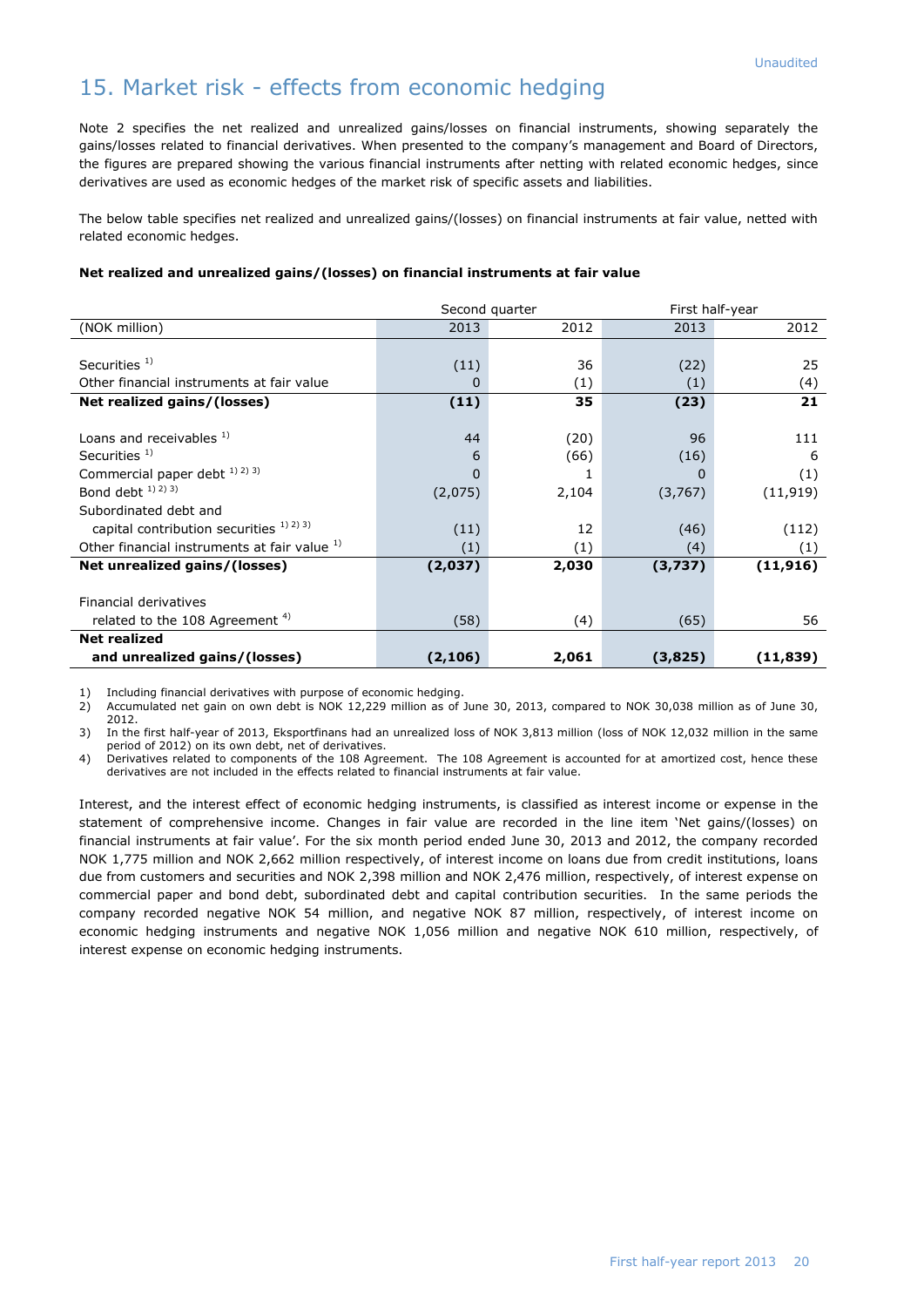Unaudited

# 15. Market risk - effects from economic hedging

Note 2 specifies the net realized and unrealized gains/losses on financial instruments, showing separately the gains/losses related to financial derivatives. When presented to the company's management and Board of Directors, the figures are prepared showing the various financial instruments after netting with related economic hedges, since derivatives are used as economic hedges of the market risk of specific assets and liabilities.

The below table specifies net realized and unrealized gains/(losses) on financial instruments at fair value, netted with related economic hedges.

**Net realized and unrealized gains/(losses) on financial instruments at fair value**

| | Second quarter | | First half-year | |
|---|---|---|---|---|
| (NOK million) | 2013 | 2012 | 2013 | 2012 |
| Securities [1] | (11) | 36 | (22) | 25 |
| Other financial instruments at fair value | 0 | (1) | (1) | (4) |
| **Net realized gains/(losses)** | **(11)** | **35** | **(23)** | **21** |
| Loans and receivables [1] | 44 | (20) | 96 | 111 |
| Securities [1] | 6 | (66) | (16) | 6 |
| Commercial paper debt [1) 2) 3)] | 0 | 1 | 0 | (1) |
| Bond debt [1) 2) 3)] | (2,075) | 2,104 | (3,767) | (11,919) |
| Subordinated debt and capital contribution securities [1) 2) 3)] | (11) | 12 | (46) | (112) |
| Other financial instruments at fair value [1] | (1) | (1) | (4) | (1) |
| **Net unrealized gains/(losses)** | **(2,037)** | **2,030** | **(3,737)** | **(11,916)** |
| Financial derivatives related to the 108 Agreement [4] | (58) | (4) | (65) | 56 |
| **Net realized and unrealized gains/(losses)** | **(2,106)** | **2,061** | **(3,825)** | **(11,839)** |

1) Including financial derivatives with purpose of economic hedging.
2) Accumulated net gain on own debt is NOK 12,229 million as of June 30, 2013, compared to NOK 30,038 million as of June 30, 2012.
3) In the first half-year of 2013, Eksportfinans had an unrealized loss of NOK 3,813 million (loss of NOK 12,032 million in the same period of 2012) on its own debt, net of derivatives.
4) Derivatives related to components of the 108 Agreement. The 108 Agreement is accounted for at amortized cost, hence these derivatives are not included in the effects related to financial instruments at fair value.

Interest, and the interest effect of economic hedging instruments, is classified as interest income or expense in the statement of comprehensive income. Changes in fair value are recorded in the line item 'Net gains/(losses) on financial instruments at fair value'. For the six month period ended June 30, 2013 and 2012, the company recorded NOK 1,775 million and NOK 2,662 million respectively, of interest income on loans due from credit institutions, loans due from customers and securities and NOK 2,398 million and NOK 2,476 million, respectively, of interest expense on commercial paper and bond debt, subordinated debt and capital contribution securities. In the same periods the company recorded negative NOK 54 million, and negative NOK 87 million, respectively, of interest income on economic hedging instruments and negative NOK 1,056 million and negative NOK 610 million, respectively, of interest expense on economic hedging instruments.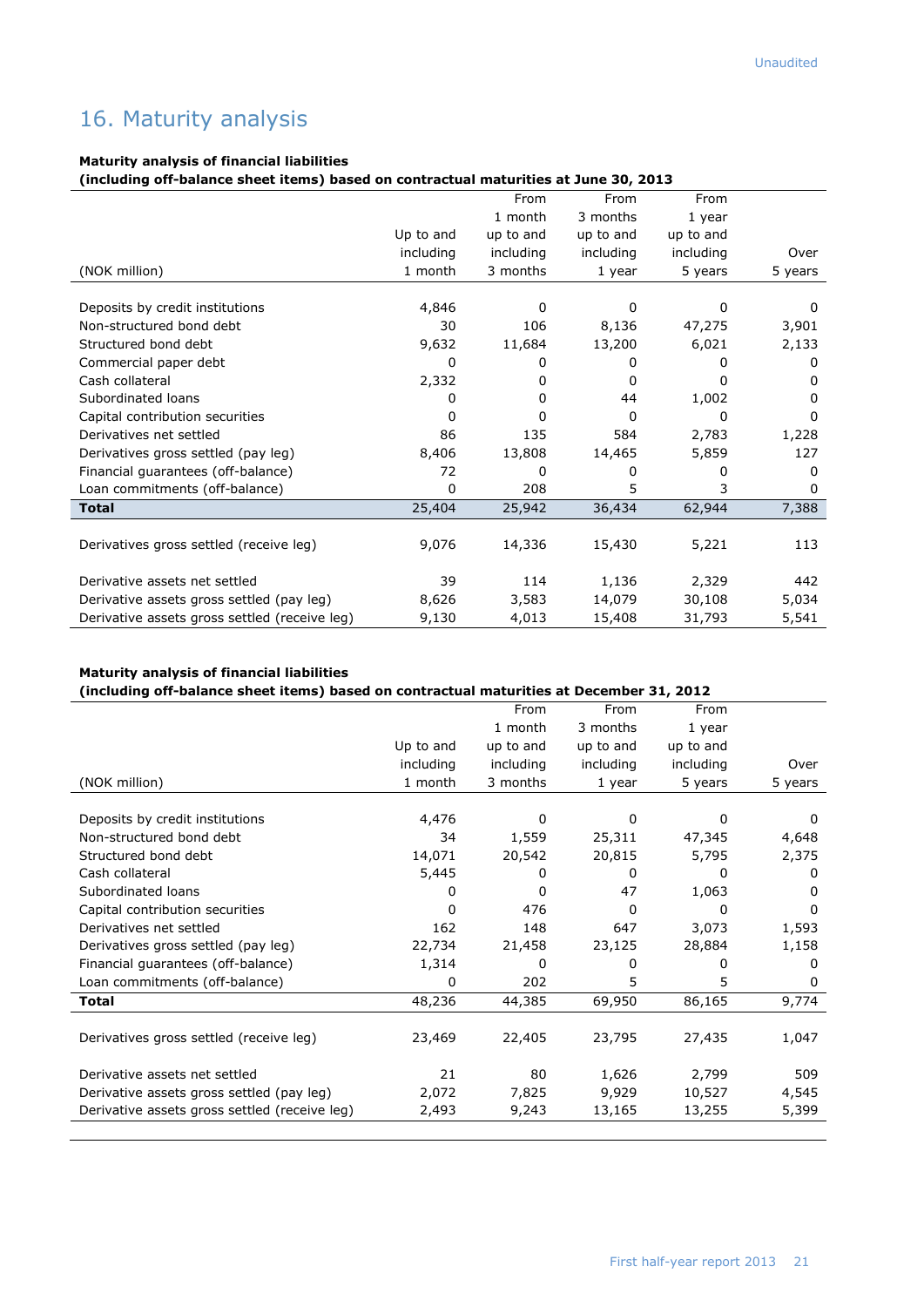## 16. Maturity analysis

**Maturity analysis of financial liabilities**
**(including off-balance sheet items) based on contractual maturities at June 30, 2013**

| (NOK million) | Up to and including 1 month | From 1 month up to and including 3 months | From 3 months up to and including 1 year | From 1 year up to and including 5 years | Over 5 years |
|---|---|---|---|---|---|
| Deposits by credit institutions | 4,846 | 0 | 0 | 0 | 0 |
| Non-structured bond debt | 30 | 106 | 8,136 | 47,275 | 3,901 |
| Structured bond debt | 9,632 | 11,684 | 13,200 | 6,021 | 2,133 |
| Commercial paper debt | 0 | 0 | 0 | 0 | 0 |
| Cash collateral | 2,332 | 0 | 0 | 0 | 0 |
| Subordinated loans | 0 | 0 | 44 | 1,002 | 0 |
| Capital contribution securities | 0 | 0 | 0 | 0 | 0 |
| Derivatives net settled | 86 | 135 | 584 | 2,783 | 1,228 |
| Derivatives gross settled (pay leg) | 8,406 | 13,808 | 14,465 | 5,859 | 127 |
| Financial guarantees (off-balance) | 72 | 0 | 0 | 0 | 0 |
| Loan commitments (off-balance) | 0 | 208 | 5 | 3 | 0 |
| **Total** | 25,404 | 25,942 | 36,434 | 62,944 | 7,388 |
| Derivatives gross settled (receive leg) | 9,076 | 14,336 | 15,430 | 5,221 | 113 |
| Derivative assets net settled | 39 | 114 | 1,136 | 2,329 | 442 |
| Derivative assets gross settled (pay leg) | 8,626 | 3,583 | 14,079 | 30,108 | 5,034 |
| Derivative assets gross settled (receive leg) | 9,130 | 4,013 | 15,408 | 31,793 | 5,541 |

**Maturity analysis of financial liabilities**
**(including off-balance sheet items) based on contractual maturities at December 31, 2012**

| (NOK million) | Up to and including 1 month | From 1 month up to and including 3 months | From 3 months up to and including 1 year | From 1 year up to and including 5 years | Over 5 years |
|---|---|---|---|---|---|
| Deposits by credit institutions | 4,476 | 0 | 0 | 0 | 0 |
| Non-structured bond debt | 34 | 1,559 | 25,311 | 47,345 | 4,648 |
| Structured bond debt | 14,071 | 20,542 | 20,815 | 5,795 | 2,375 |
| Cash collateral | 5,445 | 0 | 0 | 0 | 0 |
| Subordinated loans | 0 | 0 | 47 | 1,063 | 0 |
| Capital contribution securities | 0 | 476 | 0 | 0 | 0 |
| Derivatives net settled | 162 | 148 | 647 | 3,073 | 1,593 |
| Derivatives gross settled (pay leg) | 22,734 | 21,458 | 23,125 | 28,884 | 1,158 |
| Financial guarantees (off-balance) | 1,314 | 0 | 0 | 0 | 0 |
| Loan commitments (off-balance) | 0 | 202 | 5 | 5 | 0 |
| **Total** | 48,236 | 44,385 | 69,950 | 86,165 | 9,774 |
| Derivatives gross settled (receive leg) | 23,469 | 22,405 | 23,795 | 27,435 | 1,047 |
| Derivative assets net settled | 21 | 80 | 1,626 | 2,799 | 509 |
| Derivative assets gross settled (pay leg) | 2,072 | 7,825 | 9,929 | 10,527 | 4,545 |
| Derivative assets gross settled (receive leg) | 2,493 | 9,243 | 13,165 | 13,255 | 5,399 |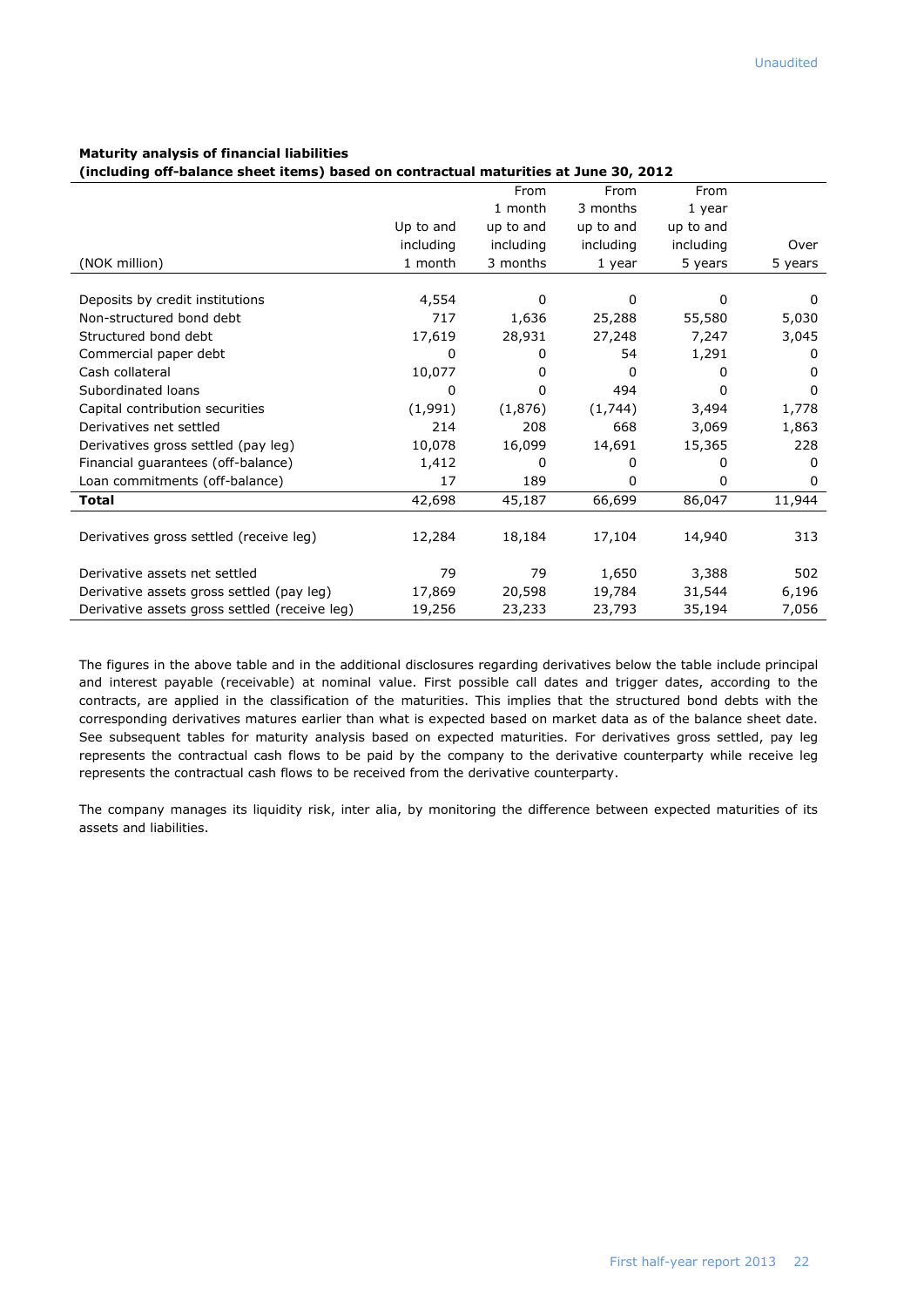**Maturity analysis of financial liabilities**
**(including off-balance sheet items) based on contractual maturities at June 30, 2012**

| (NOK million) | Up to and including 1 month | From 1 month up to and including 3 months | From 3 months up to and including 1 year | From 1 year up to and including 5 years | Over 5 years |
|---|---|---|---|---|---|
| Deposits by credit institutions | 4,554 | 0 | 0 | 0 | 0 |
| Non-structured bond debt | 717 | 1,636 | 25,288 | 55,580 | 5,030 |
| Structured bond debt | 17,619 | 28,931 | 27,248 | 7,247 | 3,045 |
| Commercial paper debt | 0 | 0 | 54 | 1,291 | 0 |
| Cash collateral | 10,077 | 0 | 0 | 0 | 0 |
| Subordinated loans | 0 | 0 | 494 | 0 | 0 |
| Capital contribution securities | (1,991) | (1,876) | (1,744) | 3,494 | 1,778 |
| Derivatives net settled | 214 | 208 | 668 | 3,069 | 1,863 |
| Derivatives gross settled (pay leg) | 10,078 | 16,099 | 14,691 | 15,365 | 228 |
| Financial guarantees (off-balance) | 1,412 | 0 | 0 | 0 | 0 |
| Loan commitments (off-balance) | 17 | 189 | 0 | 0 | 0 |
| **Total** | 42,698 | 45,187 | 66,699 | 86,047 | 11,944 |
| Derivatives gross settled (receive leg) | 12,284 | 18,184 | 17,104 | 14,940 | 313 |
| Derivative assets net settled | 79 | 79 | 1,650 | 3,388 | 502 |
| Derivative assets gross settled (pay leg) | 17,869 | 20,598 | 19,784 | 31,544 | 6,196 |
| Derivative assets gross settled (receive leg) | 19,256 | 23,233 | 23,793 | 35,194 | 7,056 |

The figures in the above table and in the additional disclosures regarding derivatives below the table include principal and interest payable (receivable) at nominal value. First possible call dates and trigger dates, according to the contracts, are applied in the classification of the maturities. This implies that the structured bond debts with the corresponding derivatives matures earlier than what is expected based on market data as of the balance sheet date. See subsequent tables for maturity analysis based on expected maturities. For derivatives gross settled, pay leg represents the contractual cash flows to be paid by the company to the derivative counterparty while receive leg represents the contractual cash flows to be received from the derivative counterparty.

The company manages its liquidity risk, inter alia, by monitoring the difference between expected maturities of its assets and liabilities.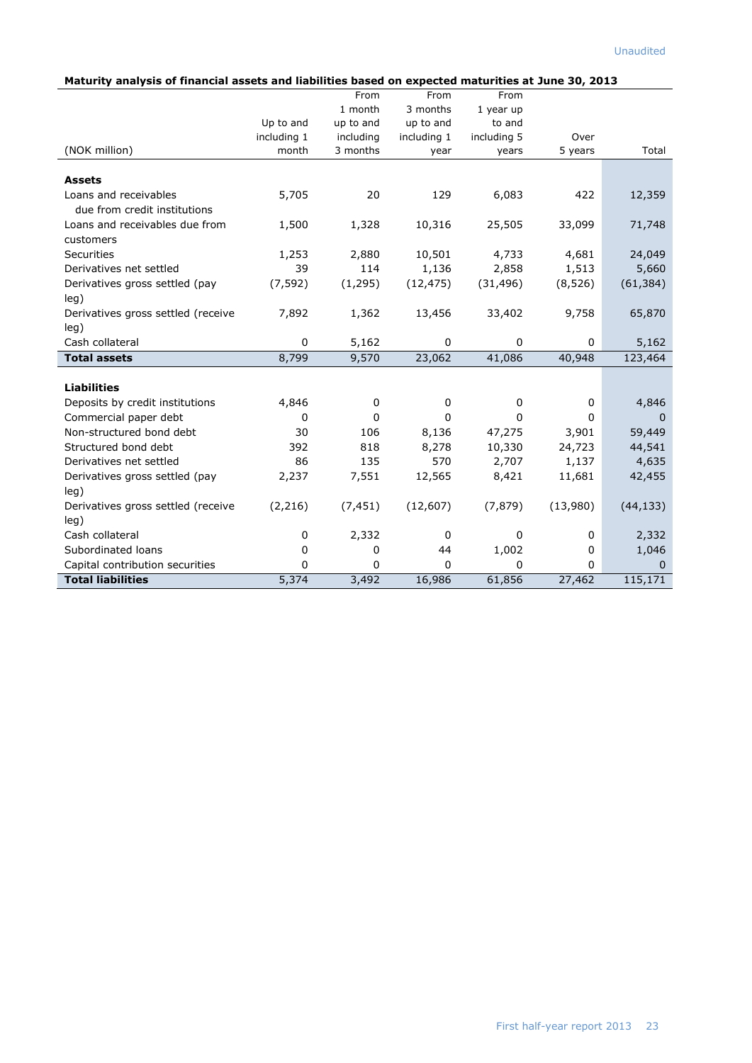Unaudited

**Maturity analysis of financial assets and liabilities based on expected maturities at June 30, 2013**

| (NOK million) | Up to and including 1 month | From 1 month up to and including 3 months | From 3 months up to and including 1 year | From 1 year up to and including 5 years | Over 5 years | Total |
|---|---|---|---|---|---|---|
| **Assets** | | | | | | |
| Loans and receivables due from credit institutions | 5,705 | 20 | 129 | 6,083 | 422 | 12,359 |
| Loans and receivables due from customers | 1,500 | 1,328 | 10,316 | 25,505 | 33,099 | 71,748 |
| Securities | 1,253 | 2,880 | 10,501 | 4,733 | 4,681 | 24,049 |
| Derivatives net settled | 39 | 114 | 1,136 | 2,858 | 1,513 | 5,660 |
| Derivatives gross settled (pay leg) | (7,592) | (1,295) | (12,475) | (31,496) | (8,526) | (61,384) |
| Derivatives gross settled (receive leg) | 7,892 | 1,362 | 13,456 | 33,402 | 9,758 | 65,870 |
| Cash collateral | 0 | 5,162 | 0 | 0 | 0 | 5,162 |
| **Total assets** | 8,799 | 9,570 | 23,062 | 41,086 | 40,948 | 123,464 |
| **Liabilities** | | | | | | |
| Deposits by credit institutions | 4,846 | 0 | 0 | 0 | 0 | 4,846 |
| Commercial paper debt | 0 | 0 | 0 | 0 | 0 | 0 |
| Non-structured bond debt | 30 | 106 | 8,136 | 47,275 | 3,901 | 59,449 |
| Structured bond debt | 392 | 818 | 8,278 | 10,330 | 24,723 | 44,541 |
| Derivatives net settled | 86 | 135 | 570 | 2,707 | 1,137 | 4,635 |
| Derivatives gross settled (pay leg) | 2,237 | 7,551 | 12,565 | 8,421 | 11,681 | 42,455 |
| Derivatives gross settled (receive leg) | (2,216) | (7,451) | (12,607) | (7,879) | (13,980) | (44,133) |
| Cash collateral | 0 | 2,332 | 0 | 0 | 0 | 2,332 |
| Subordinated loans | 0 | 0 | 44 | 1,002 | 0 | 1,046 |
| Capital contribution securities | 0 | 0 | 0 | 0 | 0 | 0 |
| **Total liabilities** | 5,374 | 3,492 | 16,986 | 61,856 | 27,462 | 115,171 |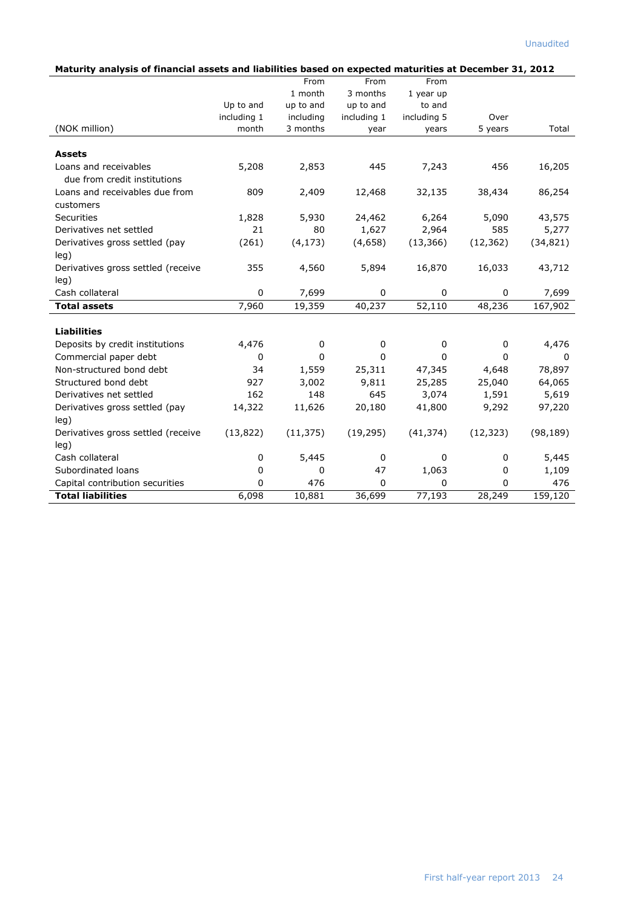Unaudited

**Maturity analysis of financial assets and liabilities based on expected maturities at December 31, 2012**

| (NOK million) | Up to and including 1 month | From 1 month up to and including 3 months | From 3 months up to and including 1 year | From 1 year up to and including 5 years | Over 5 years | Total |
|---|---|---|---|---|---|---|
| **Assets** | | | | | | |
| Loans and receivables due from credit institutions | 5,208 | 2,853 | 445 | 7,243 | 456 | 16,205 |
| Loans and receivables due from customers | 809 | 2,409 | 12,468 | 32,135 | 38,434 | 86,254 |
| Securities | 1,828 | 5,930 | 24,462 | 6,264 | 5,090 | 43,575 |
| Derivatives net settled | 21 | 80 | 1,627 | 2,964 | 585 | 5,277 |
| Derivatives gross settled (pay leg) | (261) | (4,173) | (4,658) | (13,366) | (12,362) | (34,821) |
| Derivatives gross settled (receive leg) | 355 | 4,560 | 5,894 | 16,870 | 16,033 | 43,712 |
| Cash collateral | 0 | 7,699 | 0 | 0 | 0 | 7,699 |
| **Total assets** | 7,960 | 19,359 | 40,237 | 52,110 | 48,236 | 167,902 |
| **Liabilities** | | | | | | |
| Deposits by credit institutions | 4,476 | 0 | 0 | 0 | 0 | 4,476 |
| Commercial paper debt | 0 | 0 | 0 | 0 | 0 | 0 |
| Non-structured bond debt | 34 | 1,559 | 25,311 | 47,345 | 4,648 | 78,897 |
| Structured bond debt | 927 | 3,002 | 9,811 | 25,285 | 25,040 | 64,065 |
| Derivatives net settled | 162 | 148 | 645 | 3,074 | 1,591 | 5,619 |
| Derivatives gross settled (pay leg) | 14,322 | 11,626 | 20,180 | 41,800 | 9,292 | 97,220 |
| Derivatives gross settled (receive leg) | (13,822) | (11,375) | (19,295) | (41,374) | (12,323) | (98,189) |
| Cash collateral | 0 | 5,445 | 0 | 0 | 0 | 5,445 |
| Subordinated loans | 0 | 0 | 47 | 1,063 | 0 | 1,109 |
| Capital contribution securities | 0 | 476 | 0 | 0 | 0 | 476 |
| **Total liabilities** | 6,098 | 10,881 | 36,699 | 77,193 | 28,249 | 159,120 |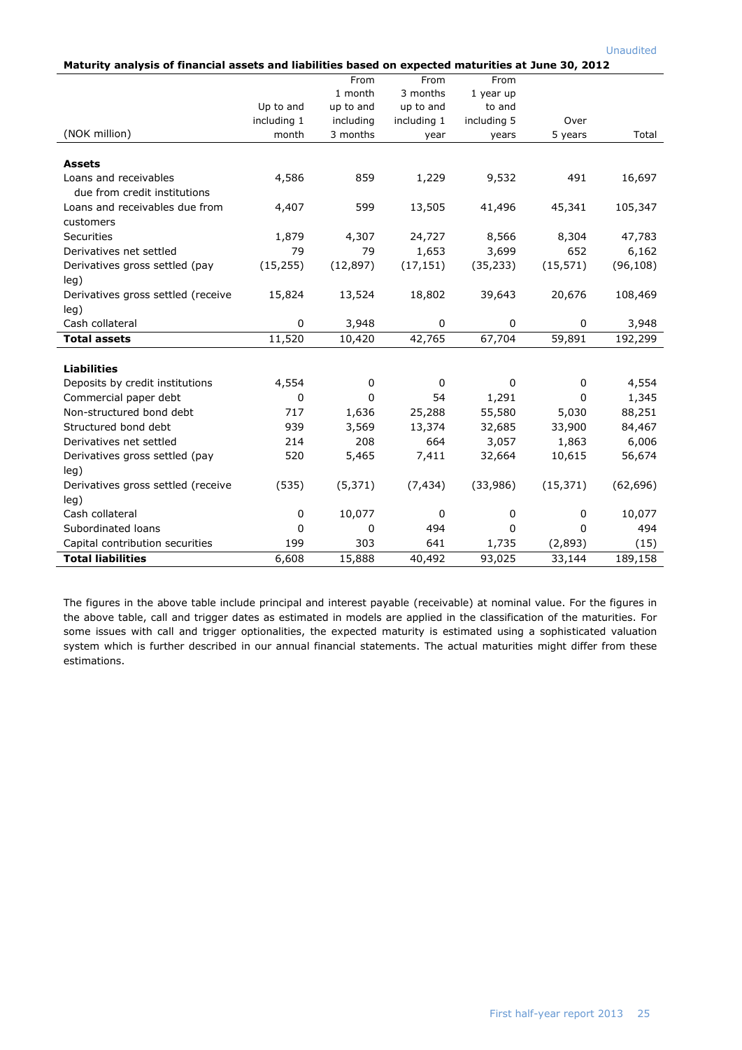Unaudited

**Maturity analysis of financial assets and liabilities based on expected maturities at June 30, 2012**

| (NOK million) | Up to and including 1 month | From 1 month up to and including 3 months | From 3 months up to and including 1 year | From 1 year up to and including 5 years | Over 5 years | Total |
|---|---|---|---|---|---|---|
| **Assets** | | | | | | |
| Loans and receivables due from credit institutions | 4,586 | 859 | 1,229 | 9,532 | 491 | 16,697 |
| Loans and receivables due from customers | 4,407 | 599 | 13,505 | 41,496 | 45,341 | 105,347 |
| Securities | 1,879 | 4,307 | 24,727 | 8,566 | 8,304 | 47,783 |
| Derivatives net settled | 79 | 79 | 1,653 | 3,699 | 652 | 6,162 |
| Derivatives gross settled (pay leg) | (15,255) | (12,897) | (17,151) | (35,233) | (15,571) | (96,108) |
| Derivatives gross settled (receive leg) | 15,824 | 13,524 | 18,802 | 39,643 | 20,676 | 108,469 |
| Cash collateral | 0 | 3,948 | 0 | 0 | 0 | 3,948 |
| **Total assets** | 11,520 | 10,420 | 42,765 | 67,704 | 59,891 | 192,299 |
| **Liabilities** | | | | | | |
| Deposits by credit institutions | 4,554 | 0 | 0 | 0 | 0 | 4,554 |
| Commercial paper debt | 0 | 0 | 54 | 1,291 | 0 | 1,345 |
| Non-structured bond debt | 717 | 1,636 | 25,288 | 55,580 | 5,030 | 88,251 |
| Structured bond debt | 939 | 3,569 | 13,374 | 32,685 | 33,900 | 84,467 |
| Derivatives net settled | 214 | 208 | 664 | 3,057 | 1,863 | 6,006 |
| Derivatives gross settled (pay leg) | 520 | 5,465 | 7,411 | 32,664 | 10,615 | 56,674 |
| Derivatives gross settled (receive leg) | (535) | (5,371) | (7,434) | (33,986) | (15,371) | (62,696) |
| Cash collateral | 0 | 10,077 | 0 | 0 | 0 | 10,077 |
| Subordinated loans | 0 | 0 | 494 | 0 | 0 | 494 |
| Capital contribution securities | 199 | 303 | 641 | 1,735 | (2,893) | (15) |
| **Total liabilities** | 6,608 | 15,888 | 40,492 | 93,025 | 33,144 | 189,158 |

The figures in the above table include principal and interest payable (receivable) at nominal value. For the figures in the above table, call and trigger dates as estimated in models are applied in the classification of the maturities. For some issues with call and trigger optionalities, the expected maturity is estimated using a sophisticated valuation system which is further described in our annual financial statements. The actual maturities might differ from these estimations.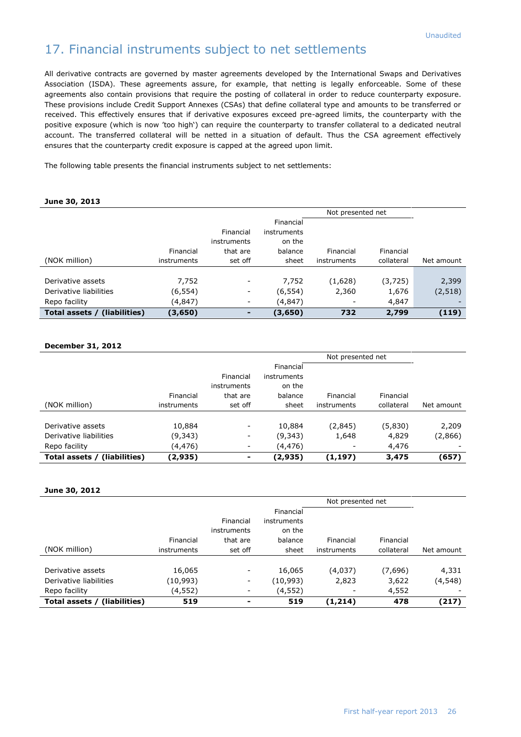Unaudited

# 17. Financial instruments subject to net settlements

All derivative contracts are governed by master agreements developed by the International Swaps and Derivatives Association (ISDA). These agreements assure, for example, that netting is legally enforceable. Some of these agreements also contain provisions that require the posting of collateral in order to reduce counterparty exposure. These provisions include Credit Support Annexes (CSAs) that define collateral type and amounts to be transferred or received. This effectively ensures that if derivative exposures exceed pre-agreed limits, the counterparty with the positive exposure (which is now 'too high') can require the counterparty to transfer collateral to a dedicated neutral account. The transferred collateral will be netted in a situation of default. Thus the CSA agreement effectively ensures that the counterparty credit exposure is capped at the agreed upon limit.

The following table presents the financial instruments subject to net settlements:

**June 30, 2013**

| | | | | Not presented net | | |
|---|---|---|---|---|---|---|
| (NOK million) | Financial instruments | Financial instruments that are set off | Financial instruments on the balance sheet | Financial instruments | Financial collateral | Net amount |
| Derivative assets | 7,752 | - | 7,752 | (1,628) | (3,725) | 2,399 |
| Derivative liabilities | (6,554) | - | (6,554) | 2,360 | 1,676 | (2,518) |
| Repo facility | (4,847) | - | (4,847) | - | 4,847 | - |
| **Total assets / (liabilities)** | **(3,650)** | **-** | **(3,650)** | **732** | **2,799** | **(119)** |

**December 31, 2012**

| | | | | Not presented net | | |
|---|---|---|---|---|---|---|
| (NOK million) | Financial instruments | Financial instruments that are set off | Financial instruments on the balance sheet | Financial instruments | Financial collateral | Net amount |
| Derivative assets | 10,884 | - | 10,884 | (2,845) | (5,830) | 2,209 |
| Derivative liabilities | (9,343) | - | (9,343) | 1,648 | 4,829 | (2,866) |
| Repo facility | (4,476) | - | (4,476) | - | 4,476 | - |
| **Total assets / (liabilities)** | **(2,935)** | **-** | **(2,935)** | **(1,197)** | **3,475** | **(657)** |

**June 30, 2012**

| | | | | Not presented net | | |
|---|---|---|---|---|---|---|
| (NOK million) | Financial instruments | Financial instruments that are set off | Financial instruments on the balance sheet | Financial instruments | Financial collateral | Net amount |
| Derivative assets | 16,065 | - | 16,065 | (4,037) | (7,696) | 4,331 |
| Derivative liabilities | (10,993) | - | (10,993) | 2,823 | 3,622 | (4,548) |
| Repo facility | (4,552) | - | (4,552) | - | 4,552 | - |
| **Total assets / (liabilities)** | **519** | **-** | **519** | **(1,214)** | **478** | **(217)** |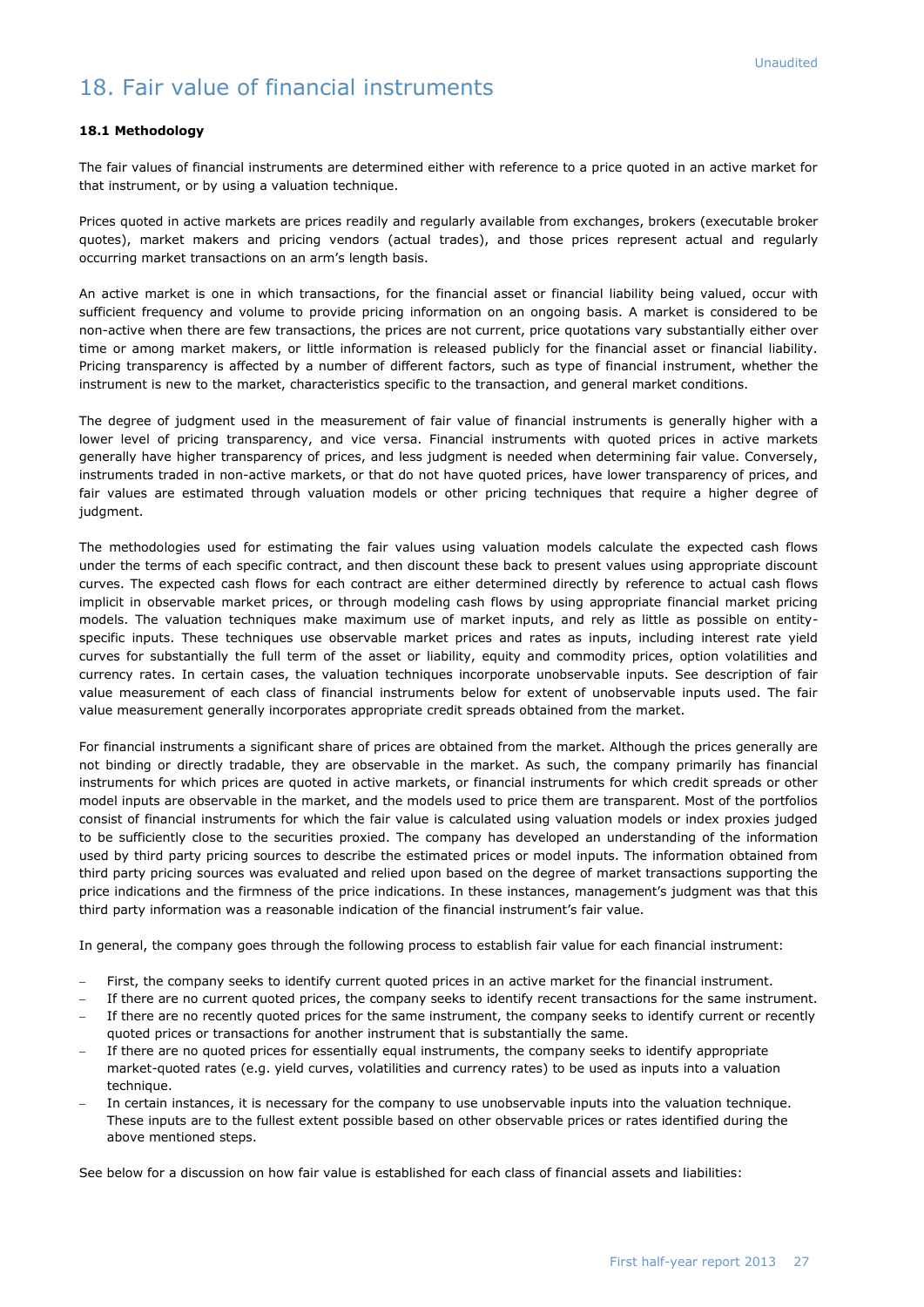Unaudited

# 18. Fair value of financial instruments

**18.1 Methodology**

The fair values of financial instruments are determined either with reference to a price quoted in an active market for that instrument, or by using a valuation technique.

Prices quoted in active markets are prices readily and regularly available from exchanges, brokers (executable broker quotes), market makers and pricing vendors (actual trades), and those prices represent actual and regularly occurring market transactions on an arm's length basis.

An active market is one in which transactions, for the financial asset or financial liability being valued, occur with sufficient frequency and volume to provide pricing information on an ongoing basis. A market is considered to be non-active when there are few transactions, the prices are not current, price quotations vary substantially either over time or among market makers, or little information is released publicly for the financial asset or financial liability. Pricing transparency is affected by a number of different factors, such as type of financial instrument, whether the instrument is new to the market, characteristics specific to the transaction, and general market conditions.

The degree of judgment used in the measurement of fair value of financial instruments is generally higher with a lower level of pricing transparency, and vice versa. Financial instruments with quoted prices in active markets generally have higher transparency of prices, and less judgment is needed when determining fair value. Conversely, instruments traded in non-active markets, or that do not have quoted prices, have lower transparency of prices, and fair values are estimated through valuation models or other pricing techniques that require a higher degree of judgment.

The methodologies used for estimating the fair values using valuation models calculate the expected cash flows under the terms of each specific contract, and then discount these back to present values using appropriate discount curves. The expected cash flows for each contract are either determined directly by reference to actual cash flows implicit in observable market prices, or through modeling cash flows by using appropriate financial market pricing models. The valuation techniques make maximum use of market inputs, and rely as little as possible on entity-specific inputs. These techniques use observable market prices and rates as inputs, including interest rate yield curves for substantially the full term of the asset or liability, equity and commodity prices, option volatilities and currency rates. In certain cases, the valuation techniques incorporate unobservable inputs. See description of fair value measurement of each class of financial instruments below for extent of unobservable inputs used. The fair value measurement generally incorporates appropriate credit spreads obtained from the market.

For financial instruments a significant share of prices are obtained from the market. Although the prices generally are not binding or directly tradable, they are observable in the market. As such, the company primarily has financial instruments for which prices are quoted in active markets, or financial instruments for which credit spreads or other model inputs are observable in the market, and the models used to price them are transparent. Most of the portfolios consist of financial instruments for which the fair value is calculated using valuation models or index proxies judged to be sufficiently close to the securities proxied. The company has developed an understanding of the information used by third party pricing sources to describe the estimated prices or model inputs. The information obtained from third party pricing sources was evaluated and relied upon based on the degree of market transactions supporting the price indications and the firmness of the price indications. In these instances, management's judgment was that this third party information was a reasonable indication of the financial instrument's fair value.

In general, the company goes through the following process to establish fair value for each financial instrument:

- First, the company seeks to identify current quoted prices in an active market for the financial instrument.
- If there are no current quoted prices, the company seeks to identify recent transactions for the same instrument.
- If there are no recently quoted prices for the same instrument, the company seeks to identify current or recently quoted prices or transactions for another instrument that is substantially the same.
- If there are no quoted prices for essentially equal instruments, the company seeks to identify appropriate market-quoted rates (e.g. yield curves, volatilities and currency rates) to be used as inputs into a valuation technique.
- In certain instances, it is necessary for the company to use unobservable inputs into the valuation technique. These inputs are to the fullest extent possible based on other observable prices or rates identified during the above mentioned steps.

See below for a discussion on how fair value is established for each class of financial assets and liabilities: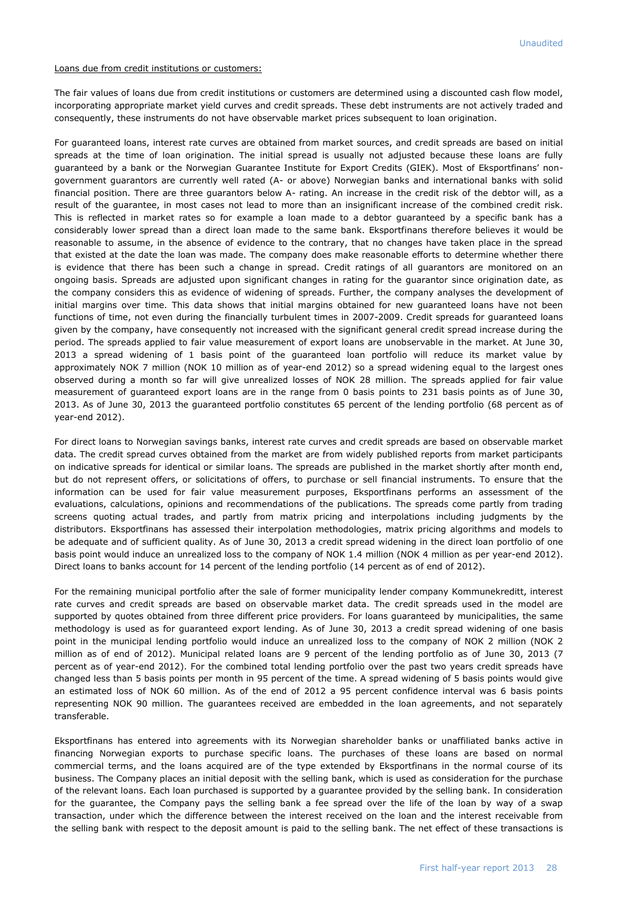Loans due from credit institutions or customers:

The fair values of loans due from credit institutions or customers are determined using a discounted cash flow model, incorporating appropriate market yield curves and credit spreads. These debt instruments are not actively traded and consequently, these instruments do not have observable market prices subsequent to loan origination.

For guaranteed loans, interest rate curves are obtained from market sources, and credit spreads are based on initial spreads at the time of loan origination. The initial spread is usually not adjusted because these loans are fully guaranteed by a bank or the Norwegian Guarantee Institute for Export Credits (GIEK). Most of Eksportfinans' non-government guarantors are currently well rated (A- or above) Norwegian banks and international banks with solid financial position. There are three guarantors below A- rating. An increase in the credit risk of the debtor will, as a result of the guarantee, in most cases not lead to more than an insignificant increase of the combined credit risk. This is reflected in market rates so for example a loan made to a debtor guaranteed by a specific bank has a considerably lower spread than a direct loan made to the same bank. Eksportfinans therefore believes it would be reasonable to assume, in the absence of evidence to the contrary, that no changes have taken place in the spread that existed at the date the loan was made. The company does make reasonable efforts to determine whether there is evidence that there has been such a change in spread. Credit ratings of all guarantors are monitored on an ongoing basis. Spreads are adjusted upon significant changes in rating for the guarantor since origination date, as the company considers this as evidence of widening of spreads. Further, the company analyses the development of initial margins over time. This data shows that initial margins obtained for new guaranteed loans have not been functions of time, not even during the financially turbulent times in 2007-2009. Credit spreads for guaranteed loans given by the company, have consequently not increased with the significant general credit spread increase during the period. The spreads applied to fair value measurement of export loans are unobservable in the market. At June 30, 2013 a spread widening of 1 basis point of the guaranteed loan portfolio will reduce its market value by approximately NOK 7 million (NOK 10 million as of year-end 2012) so a spread widening equal to the largest ones observed during a month so far will give unrealized losses of NOK 28 million. The spreads applied for fair value measurement of guaranteed export loans are in the range from 0 basis points to 231 basis points as of June 30, 2013. As of June 30, 2013 the guaranteed portfolio constitutes 65 percent of the lending portfolio (68 percent as of year-end 2012).

For direct loans to Norwegian savings banks, interest rate curves and credit spreads are based on observable market data. The credit spread curves obtained from the market are from widely published reports from market participants on indicative spreads for identical or similar loans. The spreads are published in the market shortly after month end, but do not represent offers, or solicitations of offers, to purchase or sell financial instruments. To ensure that the information can be used for fair value measurement purposes, Eksportfinans performs an assessment of the evaluations, calculations, opinions and recommendations of the publications. The spreads come partly from trading screens quoting actual trades, and partly from matrix pricing and interpolations including judgments by the distributors. Eksportfinans has assessed their interpolation methodologies, matrix pricing algorithms and models to be adequate and of sufficient quality. As of June 30, 2013 a credit spread widening in the direct loan portfolio of one basis point would induce an unrealized loss to the company of NOK 1.4 million (NOK 4 million as per year-end 2012). Direct loans to banks account for 14 percent of the lending portfolio (14 percent as of end of 2012).

For the remaining municipal portfolio after the sale of former municipality lender company Kommunekreditt, interest rate curves and credit spreads are based on observable market data. The credit spreads used in the model are supported by quotes obtained from three different price providers. For loans guaranteed by municipalities, the same methodology is used as for guaranteed export lending. As of June 30, 2013 a credit spread widening of one basis point in the municipal lending portfolio would induce an unrealized loss to the company of NOK 2 million (NOK 2 million as of end of 2012). Municipal related loans are 9 percent of the lending portfolio as of June 30, 2013 (7 percent as of year-end 2012). For the combined total lending portfolio over the past two years credit spreads have changed less than 5 basis points per month in 95 percent of the time. A spread widening of 5 basis points would give an estimated loss of NOK 60 million. As of the end of 2012 a 95 percent confidence interval was 6 basis points representing NOK 90 million. The guarantees received are embedded in the loan agreements, and not separately transferable.

Eksportfinans has entered into agreements with its Norwegian shareholder banks or unaffiliated banks active in financing Norwegian exports to purchase specific loans. The purchases of these loans are based on normal commercial terms, and the loans acquired are of the type extended by Eksportfinans in the normal course of its business. The Company places an initial deposit with the selling bank, which is used as consideration for the purchase of the relevant loans. Each loan purchased is supported by a guarantee provided by the selling bank. In consideration for the guarantee, the Company pays the selling bank a fee spread over the life of the loan by way of a swap transaction, under which the difference between the interest received on the loan and the interest receivable from the selling bank with respect to the deposit amount is paid to the selling bank. The net effect of these transactions is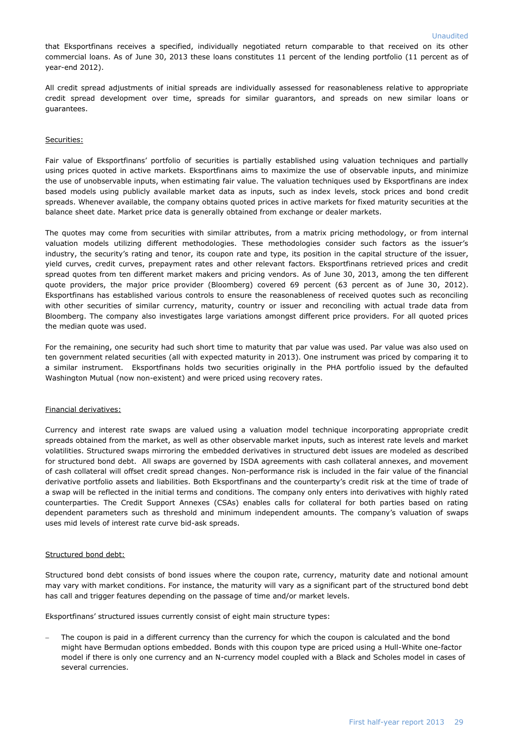that Eksportfinans receives a specified, individually negotiated return comparable to that received on its other commercial loans. As of June 30, 2013 these loans constitutes 11 percent of the lending portfolio (11 percent as of year-end 2012).

All credit spread adjustments of initial spreads are individually assessed for reasonableness relative to appropriate credit spread development over time, spreads for similar guarantors, and spreads on new similar loans or guarantees.

Securities:

Fair value of Eksportfinans' portfolio of securities is partially established using valuation techniques and partially using prices quoted in active markets. Eksportfinans aims to maximize the use of observable inputs, and minimize the use of unobservable inputs, when estimating fair value. The valuation techniques used by Eksportfinans are index based models using publicly available market data as inputs, such as index levels, stock prices and bond credit spreads. Whenever available, the company obtains quoted prices in active markets for fixed maturity securities at the balance sheet date. Market price data is generally obtained from exchange or dealer markets.

The quotes may come from securities with similar attributes, from a matrix pricing methodology, or from internal valuation models utilizing different methodologies. These methodologies consider such factors as the issuer's industry, the security's rating and tenor, its coupon rate and type, its position in the capital structure of the issuer, yield curves, credit curves, prepayment rates and other relevant factors. Eksportfinans retrieved prices and credit spread quotes from ten different market makers and pricing vendors. As of June 30, 2013, among the ten different quote providers, the major price provider (Bloomberg) covered 69 percent (63 percent as of June 30, 2012). Eksportfinans has established various controls to ensure the reasonableness of received quotes such as reconciling with other securities of similar currency, maturity, country or issuer and reconciling with actual trade data from Bloomberg. The company also investigates large variations amongst different price providers. For all quoted prices the median quote was used.

For the remaining, one security had such short time to maturity that par value was used. Par value was also used on ten government related securities (all with expected maturity in 2013). One instrument was priced by comparing it to a similar instrument. Eksportfinans holds two securities originally in the PHA portfolio issued by the defaulted Washington Mutual (now non-existent) and were priced using recovery rates.

Financial derivatives:

Currency and interest rate swaps are valued using a valuation model technique incorporating appropriate credit spreads obtained from the market, as well as other observable market inputs, such as interest rate levels and market volatilities. Structured swaps mirroring the embedded derivatives in structured debt issues are modeled as described for structured bond debt. All swaps are governed by ISDA agreements with cash collateral annexes, and movement of cash collateral will offset credit spread changes. Non-performance risk is included in the fair value of the financial derivative portfolio assets and liabilities. Both Eksportfinans and the counterparty's credit risk at the time of trade of a swap will be reflected in the initial terms and conditions. The company only enters into derivatives with highly rated counterparties. The Credit Support Annexes (CSAs) enables calls for collateral for both parties based on rating dependent parameters such as threshold and minimum independent amounts. The company's valuation of swaps uses mid levels of interest rate curve bid-ask spreads.

Structured bond debt:

Structured bond debt consists of bond issues where the coupon rate, currency, maturity date and notional amount may vary with market conditions. For instance, the maturity will vary as a significant part of the structured bond debt has call and trigger features depending on the passage of time and/or market levels.

Eksportfinans' structured issues currently consist of eight main structure types:

- The coupon is paid in a different currency than the currency for which the coupon is calculated and the bond might have Bermudan options embedded. Bonds with this coupon type are priced using a Hull-White one-factor model if there is only one currency and an N-currency model coupled with a Black and Scholes model in cases of several currencies.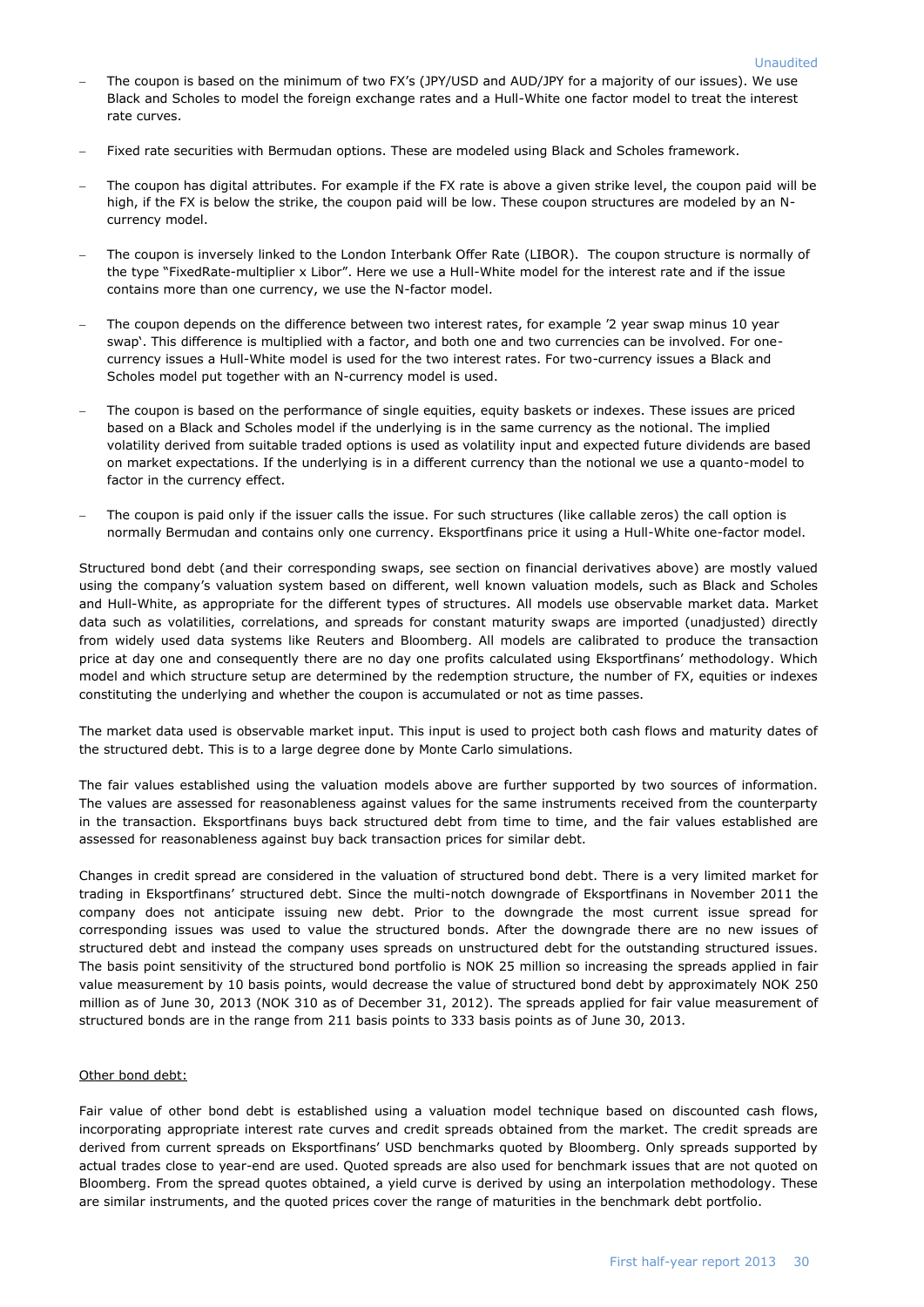- The coupon is based on the minimum of two FX's (JPY/USD and AUD/JPY for a majority of our issues). We use Black and Scholes to model the foreign exchange rates and a Hull-White one factor model to treat the interest rate curves.

- Fixed rate securities with Bermudan options. These are modeled using Black and Scholes framework.

- The coupon has digital attributes. For example if the FX rate is above a given strike level, the coupon paid will be high, if the FX is below the strike, the coupon paid will be low. These coupon structures are modeled by an N-currency model.

- The coupon is inversely linked to the London Interbank Offer Rate (LIBOR). The coupon structure is normally of the type "FixedRate-multiplier x Libor". Here we use a Hull-White model for the interest rate and if the issue contains more than one currency, we use the N-factor model.

- The coupon depends on the difference between two interest rates, for example '2 year swap minus 10 year swap'. This difference is multiplied with a factor, and both one and two currencies can be involved. For one-currency issues a Hull-White model is used for the two interest rates. For two-currency issues a Black and Scholes model put together with an N-currency model is used.

- The coupon is based on the performance of single equities, equity baskets or indexes. These issues are priced based on a Black and Scholes model if the underlying is in the same currency as the notional. The implied volatility derived from suitable traded options is used as volatility input and expected future dividends are based on market expectations. If the underlying is in a different currency than the notional we use a quanto-model to factor in the currency effect.

- The coupon is paid only if the issuer calls the issue. For such structures (like callable zeros) the call option is normally Bermudan and contains only one currency. Eksportfinans price it using a Hull-White one-factor model.

Structured bond debt (and their corresponding swaps, see section on financial derivatives above) are mostly valued using the company's valuation system based on different, well known valuation models, such as Black and Scholes and Hull-White, as appropriate for the different types of structures. All models use observable market data. Market data such as volatilities, correlations, and spreads for constant maturity swaps are imported (unadjusted) directly from widely used data systems like Reuters and Bloomberg. All models are calibrated to produce the transaction price at day one and consequently there are no day one profits calculated using Eksportfinans' methodology. Which model and which structure setup are determined by the redemption structure, the number of FX, equities or indexes constituting the underlying and whether the coupon is accumulated or not as time passes.

The market data used is observable market input. This input is used to project both cash flows and maturity dates of the structured debt. This is to a large degree done by Monte Carlo simulations.

The fair values established using the valuation models above are further supported by two sources of information. The values are assessed for reasonableness against values for the same instruments received from the counterparty in the transaction. Eksportfinans buys back structured debt from time to time, and the fair values established are assessed for reasonableness against buy back transaction prices for similar debt.

Changes in credit spread are considered in the valuation of structured bond debt. There is a very limited market for trading in Eksportfinans' structured debt. Since the multi-notch downgrade of Eksportfinans in November 2011 the company does not anticipate issuing new debt. Prior to the downgrade the most current issue spread for corresponding issues was used to value the structured bonds. After the downgrade there are no new issues of structured debt and instead the company uses spreads on unstructured debt for the outstanding structured issues. The basis point sensitivity of the structured bond portfolio is NOK 25 million so increasing the spreads applied in fair value measurement by 10 basis points, would decrease the value of structured bond debt by approximately NOK 250 million as of June 30, 2013 (NOK 310 as of December 31, 2012). The spreads applied for fair value measurement of structured bonds are in the range from 211 basis points to 333 basis points as of June 30, 2013.

Other bond debt:

Fair value of other bond debt is established using a valuation model technique based on discounted cash flows, incorporating appropriate interest rate curves and credit spreads obtained from the market. The credit spreads are derived from current spreads on Eksportfinans' USD benchmarks quoted by Bloomberg. Only spreads supported by actual trades close to year-end are used. Quoted spreads are also used for benchmark issues that are not quoted on Bloomberg. From the spread quotes obtained, a yield curve is derived by using an interpolation methodology. These are similar instruments, and the quoted prices cover the range of maturities in the benchmark debt portfolio.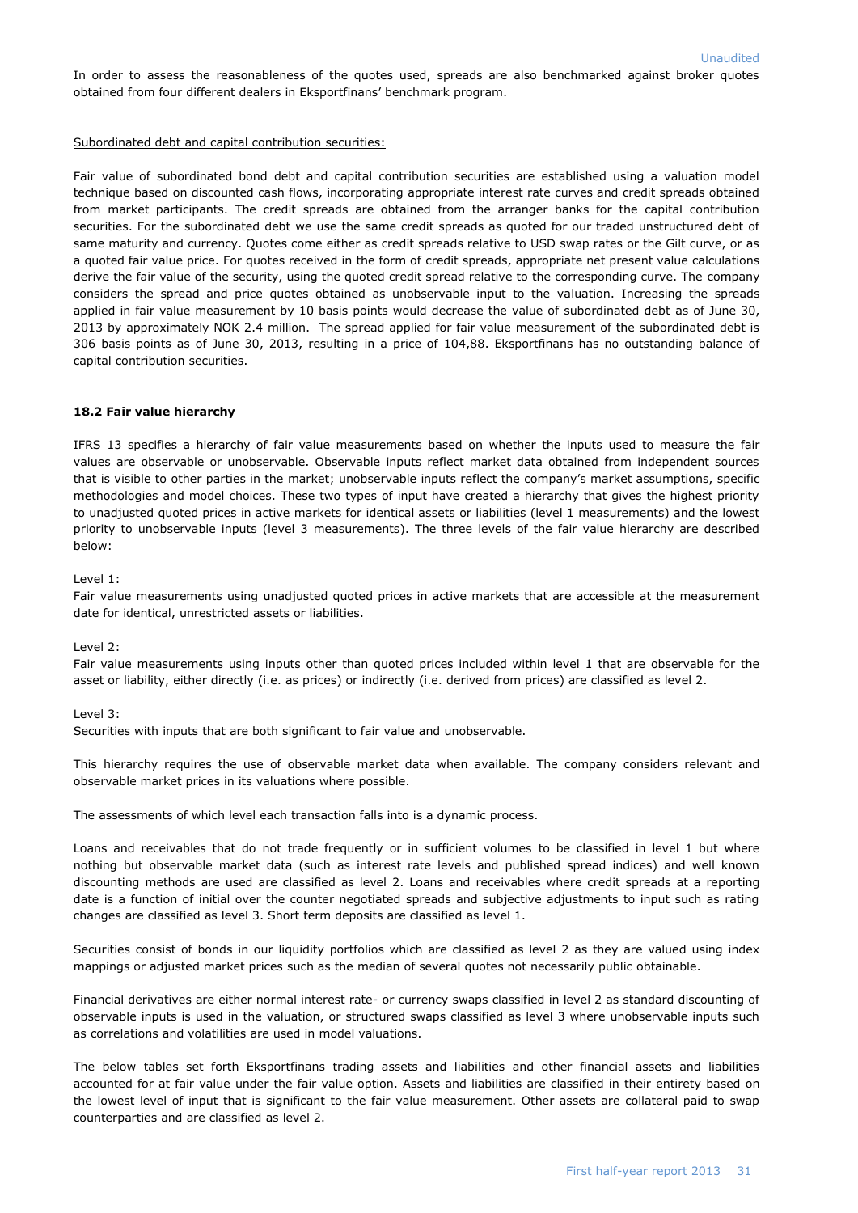In order to assess the reasonableness of the quotes used, spreads are also benchmarked against broker quotes obtained from four different dealers in Eksportfinans' benchmark program.

Subordinated debt and capital contribution securities:

Fair value of subordinated bond debt and capital contribution securities are established using a valuation model technique based on discounted cash flows, incorporating appropriate interest rate curves and credit spreads obtained from market participants. The credit spreads are obtained from the arranger banks for the capital contribution securities. For the subordinated debt we use the same credit spreads as quoted for our traded unstructured debt of same maturity and currency. Quotes come either as credit spreads relative to USD swap rates or the Gilt curve, or as a quoted fair value price. For quotes received in the form of credit spreads, appropriate net present value calculations derive the fair value of the security, using the quoted credit spread relative to the corresponding curve. The company considers the spread and price quotes obtained as unobservable input to the valuation. Increasing the spreads applied in fair value measurement by 10 basis points would decrease the value of subordinated debt as of June 30, 2013 by approximately NOK 2.4 million. The spread applied for fair value measurement of the subordinated debt is 306 basis points as of June 30, 2013, resulting in a price of 104,88. Eksportfinans has no outstanding balance of capital contribution securities.

### 18.2 Fair value hierarchy

IFRS 13 specifies a hierarchy of fair value measurements based on whether the inputs used to measure the fair values are observable or unobservable. Observable inputs reflect market data obtained from independent sources that is visible to other parties in the market; unobservable inputs reflect the company's market assumptions, specific methodologies and model choices. These two types of input have created a hierarchy that gives the highest priority to unadjusted quoted prices in active markets for identical assets or liabilities (level 1 measurements) and the lowest priority to unobservable inputs (level 3 measurements). The three levels of the fair value hierarchy are described below:

Level 1:
Fair value measurements using unadjusted quoted prices in active markets that are accessible at the measurement date for identical, unrestricted assets or liabilities.

Level 2:
Fair value measurements using inputs other than quoted prices included within level 1 that are observable for the asset or liability, either directly (i.e. as prices) or indirectly (i.e. derived from prices) are classified as level 2.

Level 3:
Securities with inputs that are both significant to fair value and unobservable.

This hierarchy requires the use of observable market data when available. The company considers relevant and observable market prices in its valuations where possible.

The assessments of which level each transaction falls into is a dynamic process.

Loans and receivables that do not trade frequently or in sufficient volumes to be classified in level 1 but where nothing but observable market data (such as interest rate levels and published spread indices) and well known discounting methods are used are classified as level 2. Loans and receivables where credit spreads at a reporting date is a function of initial over the counter negotiated spreads and subjective adjustments to input such as rating changes are classified as level 3. Short term deposits are classified as level 1.

Securities consist of bonds in our liquidity portfolios which are classified as level 2 as they are valued using index mappings or adjusted market prices such as the median of several quotes not necessarily public obtainable.

Financial derivatives are either normal interest rate- or currency swaps classified in level 2 as standard discounting of observable inputs is used in the valuation, or structured swaps classified as level 3 where unobservable inputs such as correlations and volatilities are used in model valuations.

The below tables set forth Eksportfinans trading assets and liabilities and other financial assets and liabilities accounted for at fair value under the fair value option. Assets and liabilities are classified in their entirety based on the lowest level of input that is significant to the fair value measurement. Other assets are collateral paid to swap counterparties and are classified as level 2.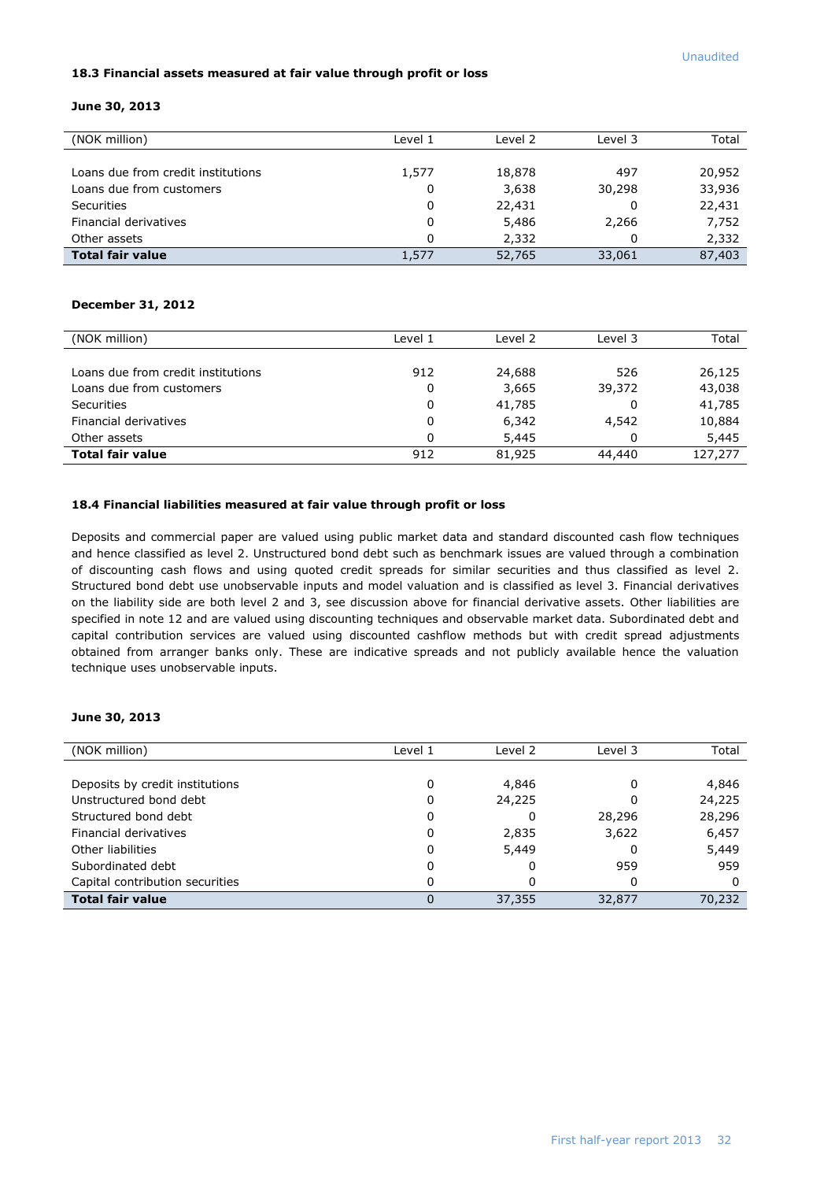Unaudited

### 18.3 Financial assets measured at fair value through profit or loss

**June 30, 2013**

| (NOK million) | Level 1 | Level 2 | Level 3 | Total |
|---|---|---|---|---|
| Loans due from credit institutions | 1,577 | 18,878 | 497 | 20,952 |
| Loans due from customers | 0 | 3,638 | 30,298 | 33,936 |
| Securities | 0 | 22,431 | 0 | 22,431 |
| Financial derivatives | 0 | 5,486 | 2,266 | 7,752 |
| Other assets | 0 | 2,332 | 0 | 2,332 |
| **Total fair value** | 1,577 | 52,765 | 33,061 | 87,403 |

**December 31, 2012**

| (NOK million) | Level 1 | Level 2 | Level 3 | Total |
|---|---|---|---|---|
| Loans due from credit institutions | 912 | 24,688 | 526 | 26,125 |
| Loans due from customers | 0 | 3,665 | 39,372 | 43,038 |
| Securities | 0 | 41,785 | 0 | 41,785 |
| Financial derivatives | 0 | 6,342 | 4,542 | 10,884 |
| Other assets | 0 | 5,445 | 0 | 5,445 |
| **Total fair value** | 912 | 81,925 | 44,440 | 127,277 |

### 18.4 Financial liabilities measured at fair value through profit or loss

Deposits and commercial paper are valued using public market data and standard discounted cash flow techniques and hence classified as level 2. Unstructured bond debt such as benchmark issues are valued through a combination of discounting cash flows and using quoted credit spreads for similar securities and thus classified as level 2. Structured bond debt use unobservable inputs and model valuation and is classified as level 3. Financial derivatives on the liability side are both level 2 and 3, see discussion above for financial derivative assets. Other liabilities are specified in note 12 and are valued using discounting techniques and observable market data. Subordinated debt and capital contribution services are valued using discounted cashflow methods but with credit spread adjustments obtained from arranger banks only. These are indicative spreads and not publicly available hence the valuation technique uses unobservable inputs.

**June 30, 2013**

| (NOK million) | Level 1 | Level 2 | Level 3 | Total |
|---|---|---|---|---|
| Deposits by credit institutions | 0 | 4,846 | 0 | 4,846 |
| Unstructured bond debt | 0 | 24,225 | 0 | 24,225 |
| Structured bond debt | 0 | 0 | 28,296 | 28,296 |
| Financial derivatives | 0 | 2,835 | 3,622 | 6,457 |
| Other liabilities | 0 | 5,449 | 0 | 5,449 |
| Subordinated debt | 0 | 0 | 959 | 959 |
| Capital contribution securities | 0 | 0 | 0 | 0 |
| **Total fair value** | 0 | 37,355 | 32,877 | 70,232 |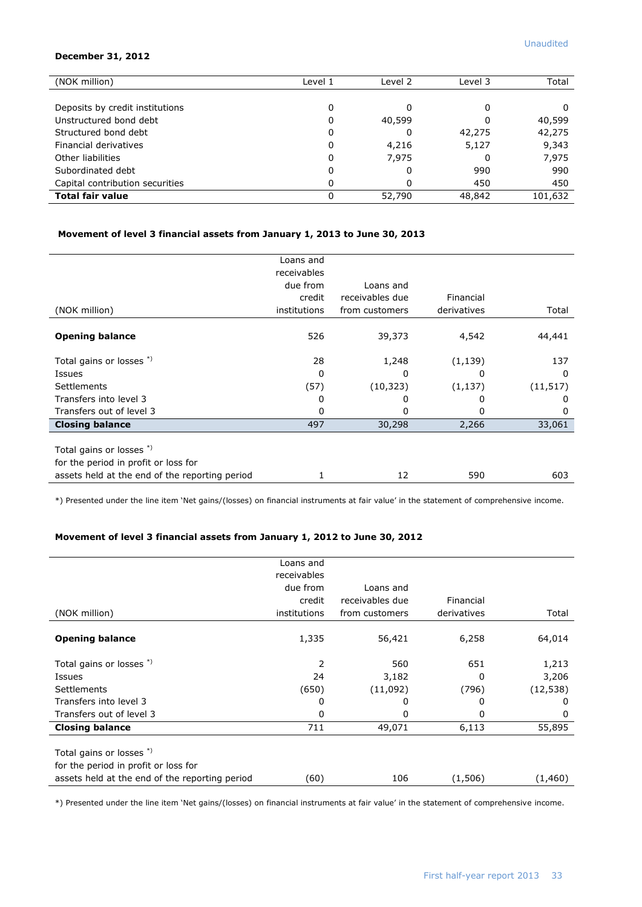Unaudited

**December 31, 2012**

| (NOK million) | Level 1 | Level 2 | Level 3 | Total |
|---|---|---|---|---|
| Deposits by credit institutions | 0 | 0 | 0 | 0 |
| Unstructured bond debt | 0 | 40,599 | 0 | 40,599 |
| Structured bond debt | 0 | 0 | 42,275 | 42,275 |
| Financial derivatives | 0 | 4,216 | 5,127 | 9,343 |
| Other liabilities | 0 | 7,975 | 0 | 7,975 |
| Subordinated debt | 0 | 0 | 990 | 990 |
| Capital contribution securities | 0 | 0 | 450 | 450 |
| **Total fair value** | 0 | 52,790 | 48,842 | 101,632 |

**Movement of level 3 financial assets from January 1, 2013 to June 30, 2013**

| (NOK million) | Loans and receivables due from credit institutions | Loans and receivables due from customers | Financial derivatives | Total |
|---|---|---|---|---|
| **Opening balance** | 526 | 39,373 | 4,542 | 44,441 |
| Total gains or losses *) | 28 | 1,248 | (1,139) | 137 |
| Issues | 0 | 0 | 0 | 0 |
| Settlements | (57) | (10,323) | (1,137) | (11,517) |
| Transfers into level 3 | 0 | 0 | 0 | 0 |
| Transfers out of level 3 | 0 | 0 | 0 | 0 |
| **Closing balance** | 497 | 30,298 | 2,266 | 33,061 |
| Total gains or losses *) for the period in profit or loss for assets held at the end of the reporting period | 1 | 12 | 590 | 603 |

*) Presented under the line item 'Net gains/(losses) on financial instruments at fair value' in the statement of comprehensive income.

**Movement of level 3 financial assets from January 1, 2012 to June 30, 2012**

| (NOK million) | Loans and receivables due from credit institutions | Loans and receivables due from customers | Financial derivatives | Total |
|---|---|---|---|---|
| **Opening balance** | 1,335 | 56,421 | 6,258 | 64,014 |
| Total gains or losses *) | 2 | 560 | 651 | 1,213 |
| Issues | 24 | 3,182 | 0 | 3,206 |
| Settlements | (650) | (11,092) | (796) | (12,538) |
| Transfers into level 3 | 0 | 0 | 0 | 0 |
| Transfers out of level 3 | 0 | 0 | 0 | 0 |
| **Closing balance** | 711 | 49,071 | 6,113 | 55,895 |
| Total gains or losses *) for the period in profit or loss for assets held at the end of the reporting period | (60) | 106 | (1,506) | (1,460) |

*) Presented under the line item 'Net gains/(losses) on financial instruments at fair value' in the statement of comprehensive income.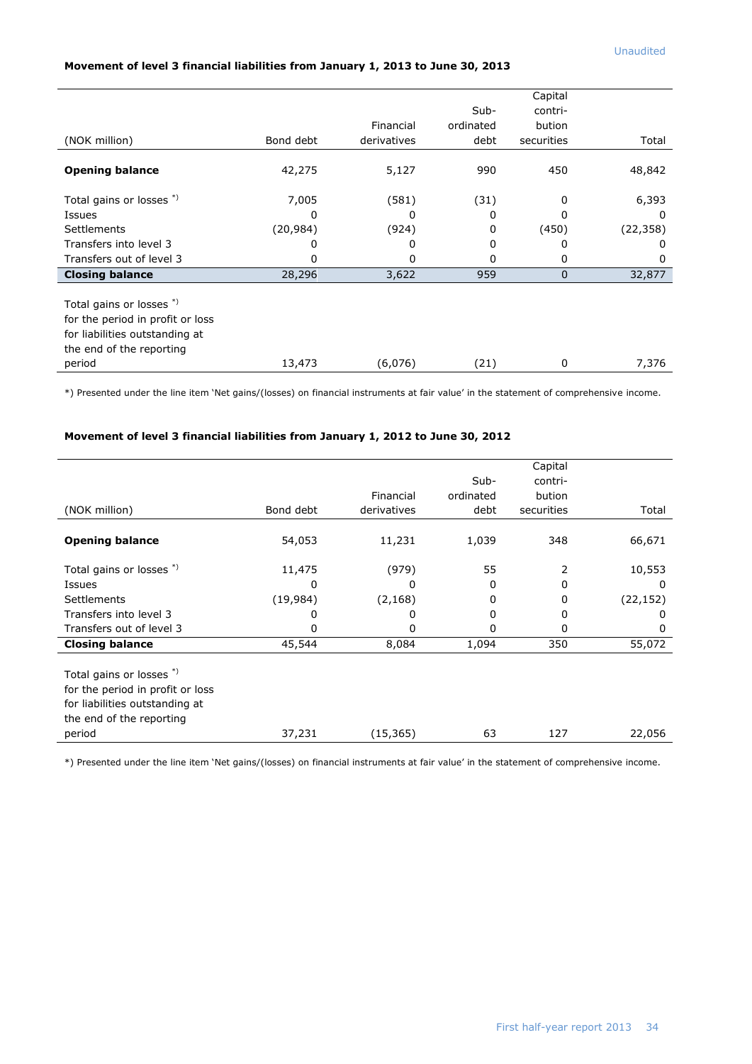Unaudited

**Movement of level 3 financial liabilities from January 1, 2013 to June 30, 2013**

| (NOK million) | Bond debt | Financial derivatives | Sub-ordinated debt | Capital contri-bution securities | Total |
|---|---|---|---|---|---|
| **Opening balance** | 42,275 | 5,127 | 990 | 450 | 48,842 |
| Total gains or losses *) | 7,005 | (581) | (31) | 0 | 6,393 |
| Issues | 0 | 0 | 0 | 0 | 0 |
| Settlements | (20,984) | (924) | 0 | (450) | (22,358) |
| Transfers into level 3 | 0 | 0 | 0 | 0 | 0 |
| Transfers out of level 3 | 0 | 0 | 0 | 0 | 0 |
| **Closing balance** | 28,296 | 3,622 | 959 | 0 | 32,877 |
| Total gains or losses *) for the period in profit or loss for liabilities outstanding at the end of the reporting period | 13,473 | (6,076) | (21) | 0 | 7,376 |

*) Presented under the line item 'Net gains/(losses) on financial instruments at fair value' in the statement of comprehensive income.

**Movement of level 3 financial liabilities from January 1, 2012 to June 30, 2012**

| (NOK million) | Bond debt | Financial derivatives | Sub-ordinated debt | Capital contri-bution securities | Total |
|---|---|---|---|---|---|
| **Opening balance** | 54,053 | 11,231 | 1,039 | 348 | 66,671 |
| Total gains or losses *) | 11,475 | (979) | 55 | 2 | 10,553 |
| Issues | 0 | 0 | 0 | 0 | 0 |
| Settlements | (19,984) | (2,168) | 0 | 0 | (22,152) |
| Transfers into level 3 | 0 | 0 | 0 | 0 | 0 |
| Transfers out of level 3 | 0 | 0 | 0 | 0 | 0 |
| **Closing balance** | 45,544 | 8,084 | 1,094 | 350 | 55,072 |
| Total gains or losses *) for the period in profit or loss for liabilities outstanding at the end of the reporting period | 37,231 | (15,365) | 63 | 127 | 22,056 |

*) Presented under the line item 'Net gains/(losses) on financial instruments at fair value' in the statement of comprehensive income.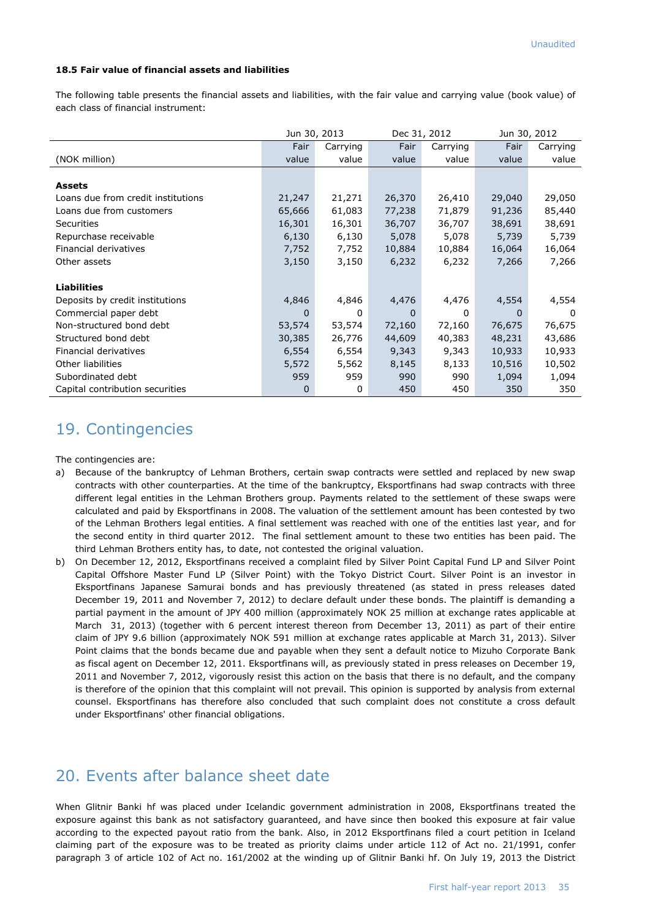### 18.5 Fair value of financial assets and liabilities

The following table presents the financial assets and liabilities, with the fair value and carrying value (book value) of each class of financial instrument:

| | Jun 30, 2013 | | Dec 31, 2012 | | Jun 30, 2012 | |
|---|---|---|---|---|---|---|
| (NOK million) | Fair value | Carrying value | Fair value | Carrying value | Fair value | Carrying value |
| **Assets** | | | | | | |
| Loans due from credit institutions | 21,247 | 21,271 | 26,370 | 26,410 | 29,040 | 29,050 |
| Loans due from customers | 65,666 | 61,083 | 77,238 | 71,879 | 91,236 | 85,440 |
| Securities | 16,301 | 16,301 | 36,707 | 36,707 | 38,691 | 38,691 |
| Repurchase receivable | 6,130 | 6,130 | 5,078 | 5,078 | 5,739 | 5,739 |
| Financial derivatives | 7,752 | 7,752 | 10,884 | 10,884 | 16,064 | 16,064 |
| Other assets | 3,150 | 3,150 | 6,232 | 6,232 | 7,266 | 7,266 |
| **Liabilities** | | | | | | |
| Deposits by credit institutions | 4,846 | 4,846 | 4,476 | 4,476 | 4,554 | 4,554 |
| Commercial paper debt | 0 | 0 | 0 | 0 | 0 | 0 |
| Non-structured bond debt | 53,574 | 53,574 | 72,160 | 72,160 | 76,675 | 76,675 |
| Structured bond debt | 30,385 | 26,776 | 44,609 | 40,383 | 48,231 | 43,686 |
| Financial derivatives | 6,554 | 6,554 | 9,343 | 9,343 | 10,933 | 10,933 |
| Other liabilities | 5,572 | 5,562 | 8,145 | 8,133 | 10,516 | 10,502 |
| Subordinated debt | 959 | 959 | 990 | 990 | 1,094 | 1,094 |
| Capital contribution securities | 0 | 0 | 450 | 450 | 350 | 350 |

## 19. Contingencies

The contingencies are:

a) Because of the bankruptcy of Lehman Brothers, certain swap contracts were settled and replaced by new swap contracts with other counterparties. At the time of the bankruptcy, Eksportfinans had swap contracts with three different legal entities in the Lehman Brothers group. Payments related to the settlement of these swaps were calculated and paid by Eksportfinans in 2008. The valuation of the settlement amount has been contested by two of the Lehman Brothers legal entities. A final settlement was reached with one of the entities last year, and for the second entity in third quarter 2012. The final settlement amount to these two entities has been paid. The third Lehman Brothers entity has, to date, not contested the original valuation.

b) On December 12, 2012, Eksportfinans received a complaint filed by Silver Point Capital Fund LP and Silver Point Capital Offshore Master Fund LP (Silver Point) with the Tokyo District Court. Silver Point is an investor in Eksportfinans Japanese Samurai bonds and has previously threatened (as stated in press releases dated December 19, 2011 and November 7, 2012) to declare default under these bonds. The plaintiff is demanding a partial payment in the amount of JPY 400 million (approximately NOK 25 million at exchange rates applicable at March 31, 2013) (together with 6 percent interest thereon from December 13, 2011) as part of their entire claim of JPY 9.6 billion (approximately NOK 591 million at exchange rates applicable at March 31, 2013). Silver Point claims that the bonds became due and payable when they sent a default notice to Mizuho Corporate Bank as fiscal agent on December 12, 2011. Eksportfinans will, as previously stated in press releases on December 19, 2011 and November 7, 2012, vigorously resist this action on the basis that there is no default, and the company is therefore of the opinion that this complaint will not prevail. This opinion is supported by analysis from external counsel. Eksportfinans has therefore also concluded that such complaint does not constitute a cross default under Eksportfinans' other financial obligations.

## 20. Events after balance sheet date

When Glitnir Banki hf was placed under Icelandic government administration in 2008, Eksportfinans treated the exposure against this bank as not satisfactory guaranteed, and have since then booked this exposure at fair value according to the expected payout ratio from the bank. Also, in 2012 Eksportfinans filed a court petition in Iceland claiming part of the exposure was to be treated as priority claims under article 112 of Act no. 21/1991, confer paragraph 3 of article 102 of Act no. 161/2002 at the winding up of Glitnir Banki hf. On July 19, 2013 the District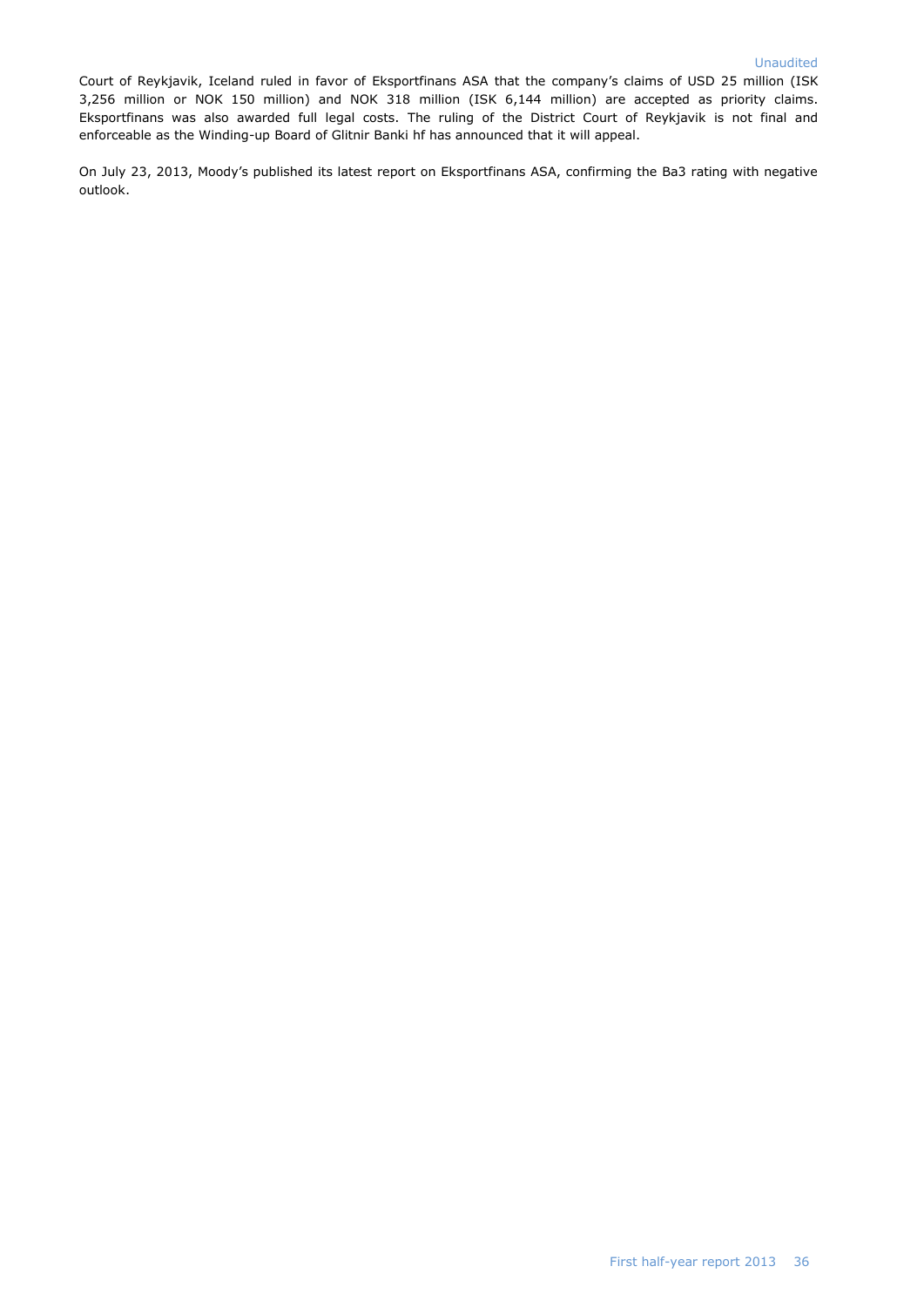Court of Reykjavik, Iceland ruled in favor of Eksportfinans ASA that the company's claims of USD 25 million (ISK 3,256 million or NOK 150 million) and NOK 318 million (ISK 6,144 million) are accepted as priority claims. Eksportfinans was also awarded full legal costs. The ruling of the District Court of Reykjavik is not final and enforceable as the Winding-up Board of Glitnir Banki hf has announced that it will appeal.

On July 23, 2013, Moody's published its latest report on Eksportfinans ASA, confirming the Ba3 rating with negative outlook.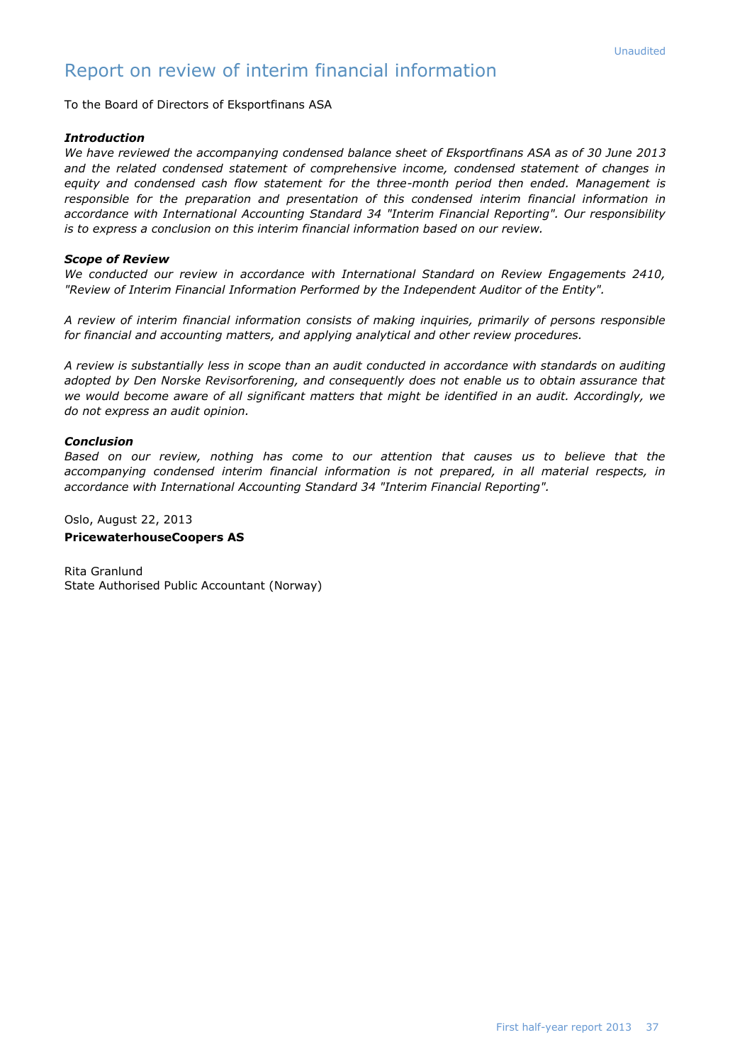Unaudited

# Report on review of interim financial information

To the Board of Directors of Eksportfinans ASA

***Introduction***

*We have reviewed the accompanying condensed balance sheet of Eksportfinans ASA as of 30 June 2013 and the related condensed statement of comprehensive income, condensed statement of changes in equity and condensed cash flow statement for the three-month period then ended. Management is responsible for the preparation and presentation of this condensed interim financial information in accordance with International Accounting Standard 34 "Interim Financial Reporting". Our responsibility is to express a conclusion on this interim financial information based on our review.*

***Scope of Review***

*We conducted our review in accordance with International Standard on Review Engagements 2410, "Review of Interim Financial Information Performed by the Independent Auditor of the Entity".*

*A review of interim financial information consists of making inquiries, primarily of persons responsible for financial and accounting matters, and applying analytical and other review procedures.*

*A review is substantially less in scope than an audit conducted in accordance with standards on auditing adopted by Den Norske Revisorforening, and consequently does not enable us to obtain assurance that we would become aware of all significant matters that might be identified in an audit. Accordingly, we do not express an audit opinion.*

***Conclusion***

*Based on our review, nothing has come to our attention that causes us to believe that the accompanying condensed interim financial information is not prepared, in all material respects, in accordance with International Accounting Standard 34 "Interim Financial Reporting".*

Oslo, August 22, 2013

**PricewaterhouseCoopers AS**

Rita Granlund
State Authorised Public Accountant (Norway)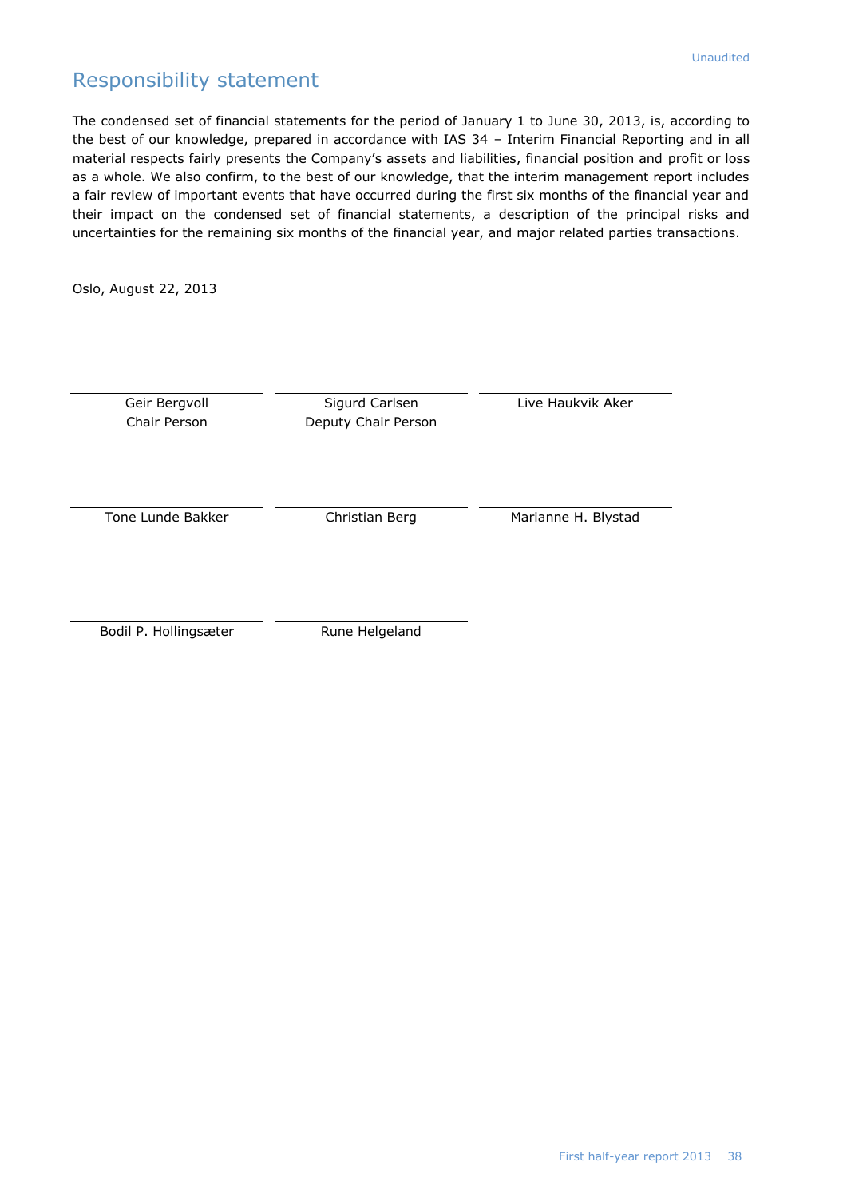Unaudited

# Responsibility statement

The condensed set of financial statements for the period of January 1 to June 30, 2013, is, according to the best of our knowledge, prepared in accordance with IAS 34 – Interim Financial Reporting and in all material respects fairly presents the Company's assets and liabilities, financial position and profit or loss as a whole. We also confirm, to the best of our knowledge, that the interim management report includes a fair review of important events that have occurred during the first six months of the financial year and their impact on the condensed set of financial statements, a description of the principal risks and uncertainties for the remaining six months of the financial year, and major related parties transactions.

Oslo, August 22, 2013

| | | |
|---|---|---|
| Geir Bergvoll<br>Chair Person | Sigurd Carlsen<br>Deputy Chair Person | Live Haukvik Aker |
| Tone Lunde Bakker | Christian Berg | Marianne H. Blystad |
| Bodil P. Hollingsæter | Rune Helgeland | |